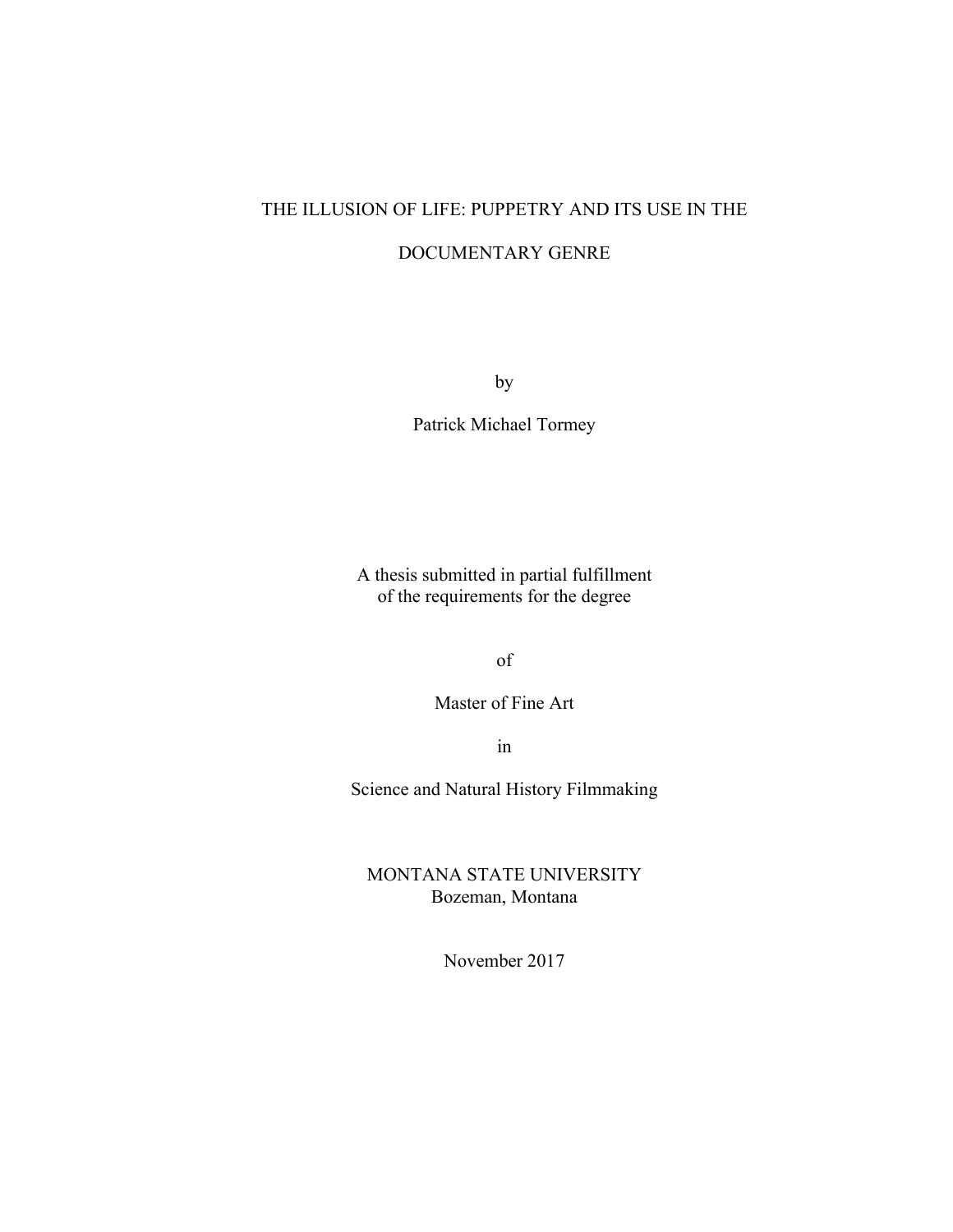# THE ILLUSION OF LIFE: PUPPETRY AND ITS USE IN THE DOCUMENTARY GENRE

by

Patrick Michael Tormey

A thesis submitted in partial fulfillment
of the requirements for the degree

of

Master of Fine Art

in

Science and Natural History Filmmaking

MONTANA STATE UNIVERSITY
Bozeman, Montana

November 2017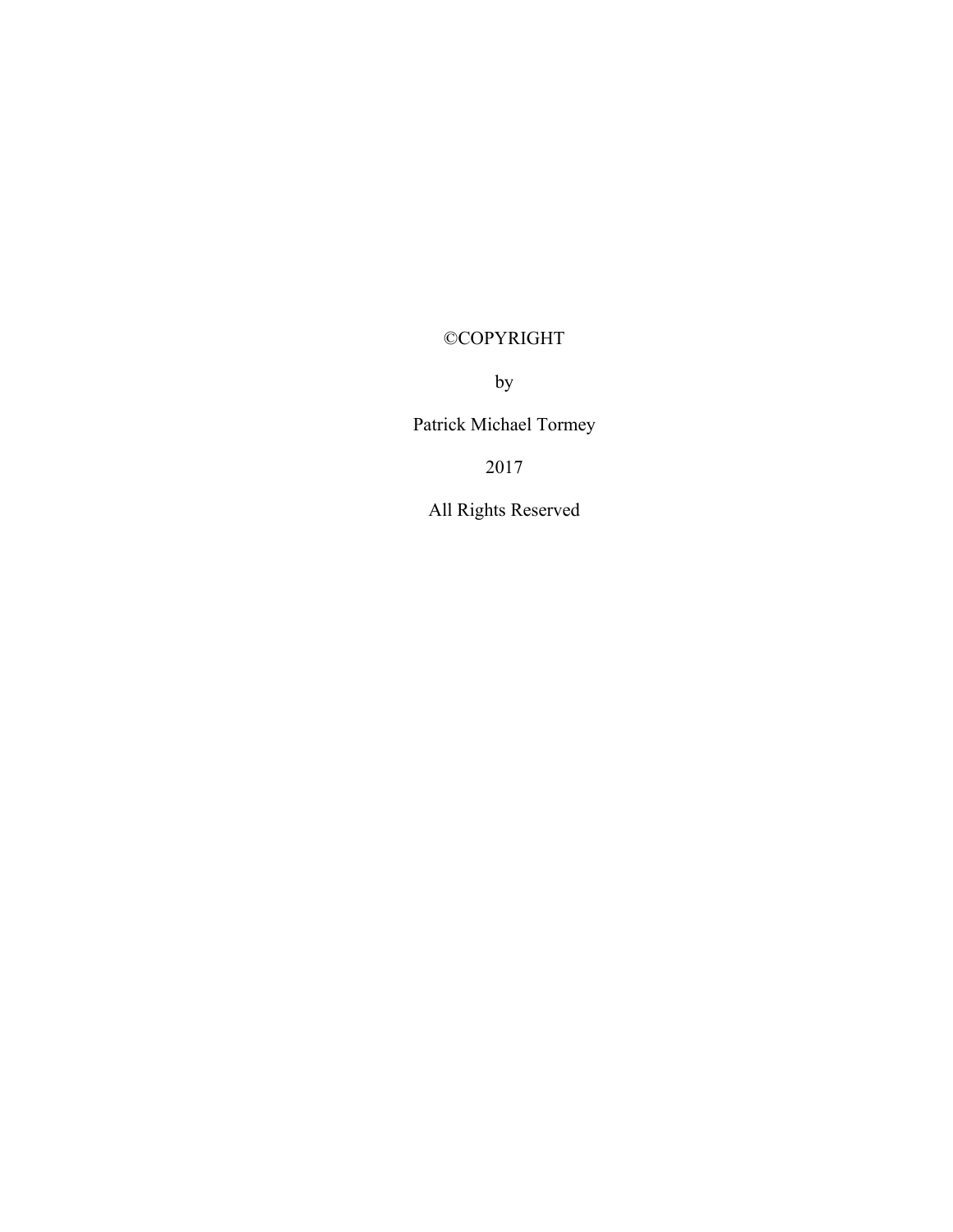©COPYRIGHT

by

Patrick Michael Tormey

2017

All Rights Reserved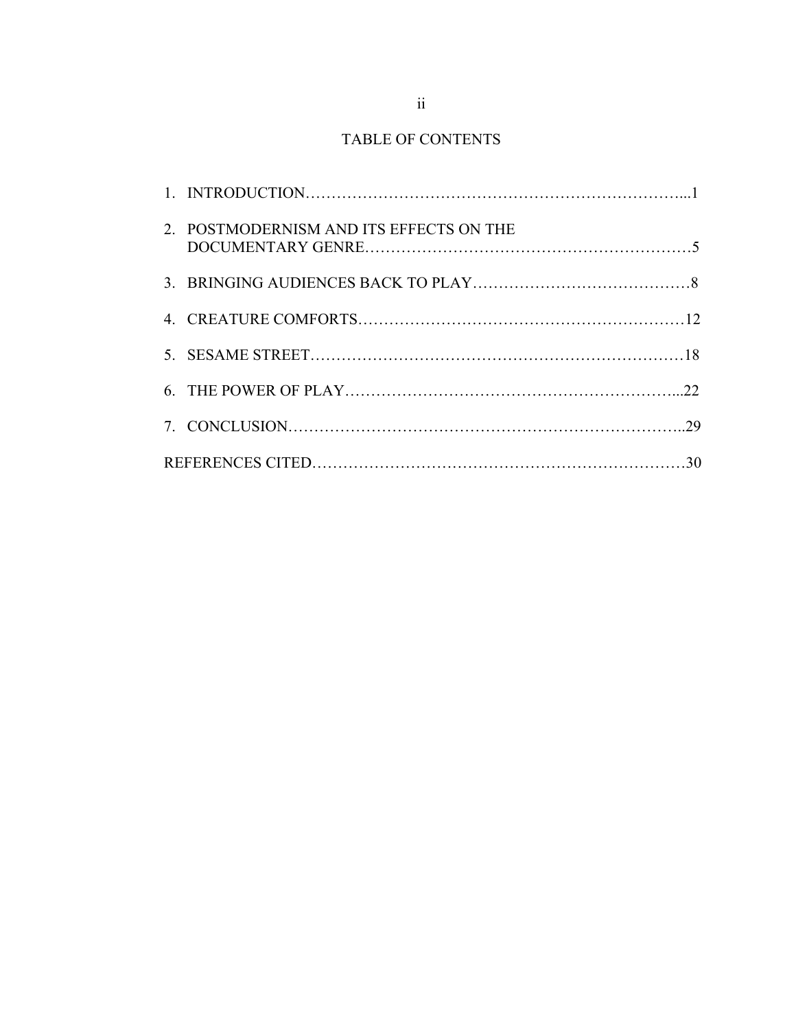# TABLE OF CONTENTS

1. INTRODUCTION……………………………………………………………...1
2. POSTMODERNISM AND ITS EFFECTS ON THE DOCUMENTARY GENRE………………………………………………………5
3. BRINGING AUDIENCES BACK TO PLAY……………………………………8
4. CREATURE COMFORTS……………………………………………………12
5. SESAME STREET……………………………………………………………18
6. THE POWER OF PLAY……………………………………………………...22
7. CONCLUSION………………………………………………………………..29

REFERENCES CITED…………………………………………………………30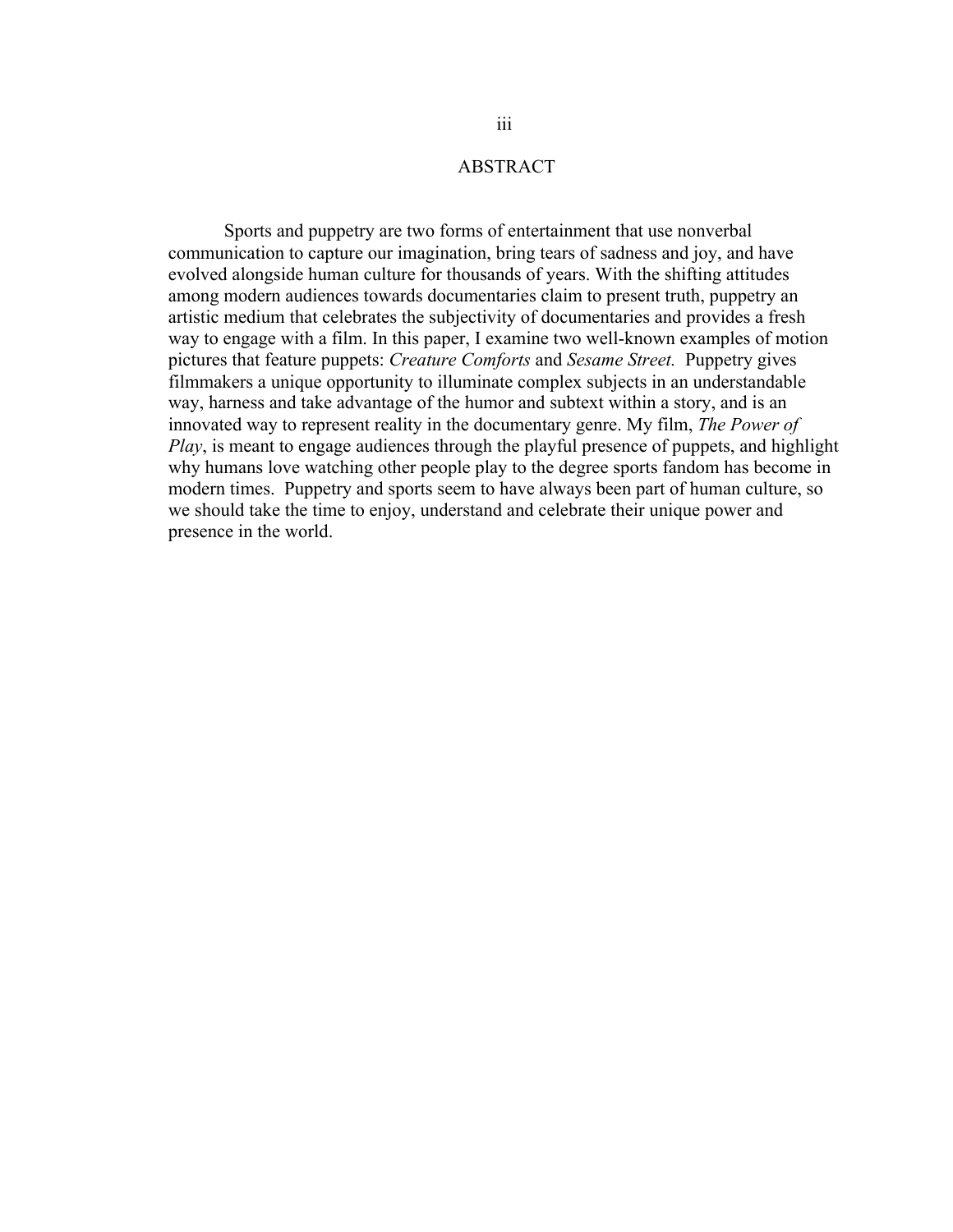# ABSTRACT

Sports and puppetry are two forms of entertainment that use nonverbal communication to capture our imagination, bring tears of sadness and joy, and have evolved alongside human culture for thousands of years. With the shifting attitudes among modern audiences towards documentaries claim to present truth, puppetry an artistic medium that celebrates the subjectivity of documentaries and provides a fresh way to engage with a film. In this paper, I examine two well-known examples of motion pictures that feature puppets: *Creature Comforts* and *Sesame Street.* Puppetry gives filmmakers a unique opportunity to illuminate complex subjects in an understandable way, harness and take advantage of the humor and subtext within a story, and is an innovated way to represent reality in the documentary genre. My film, *The Power of Play*, is meant to engage audiences through the playful presence of puppets, and highlight why humans love watching other people play to the degree sports fandom has become in modern times. Puppetry and sports seem to have always been part of human culture, so we should take the time to enjoy, understand and celebrate their unique power and presence in the world.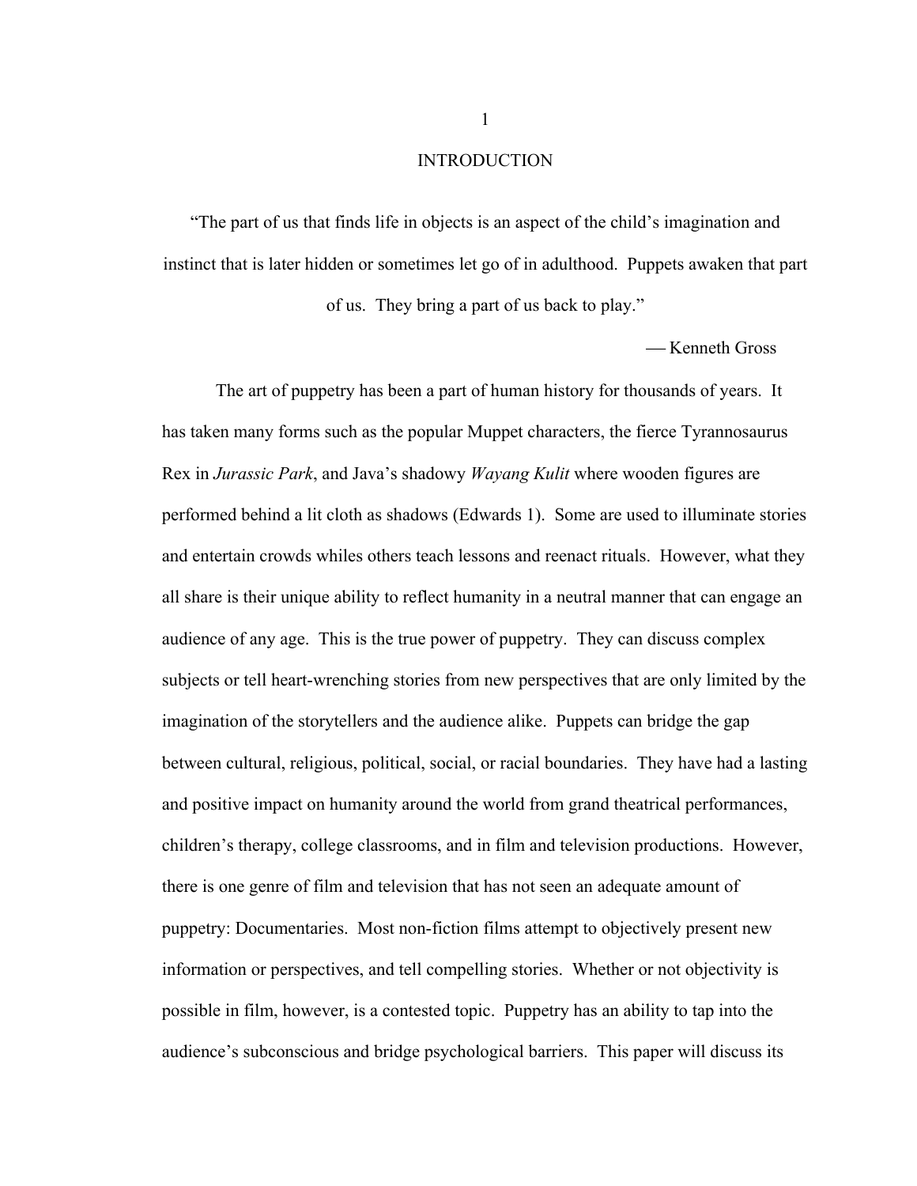# INTRODUCTION

"The part of us that finds life in objects is an aspect of the child's imagination and instinct that is later hidden or sometimes let go of in adulthood. Puppets awaken that part of us. They bring a part of us back to play."

— Kenneth Gross

The art of puppetry has been a part of human history for thousands of years. It has taken many forms such as the popular Muppet characters, the fierce Tyrannosaurus Rex in *Jurassic Park*, and Java's shadowy *Wayang Kulit* where wooden figures are performed behind a lit cloth as shadows (Edwards 1). Some are used to illuminate stories and entertain crowds whiles others teach lessons and reenact rituals. However, what they all share is their unique ability to reflect humanity in a neutral manner that can engage an audience of any age. This is the true power of puppetry. They can discuss complex subjects or tell heart-wrenching stories from new perspectives that are only limited by the imagination of the storytellers and the audience alike. Puppets can bridge the gap between cultural, religious, political, social, or racial boundaries. They have had a lasting and positive impact on humanity around the world from grand theatrical performances, children's therapy, college classrooms, and in film and television productions. However, there is one genre of film and television that has not seen an adequate amount of puppetry: Documentaries. Most non-fiction films attempt to objectively present new information or perspectives, and tell compelling stories. Whether or not objectivity is possible in film, however, is a contested topic. Puppetry has an ability to tap into the audience's subconscious and bridge psychological barriers. This paper will discuss its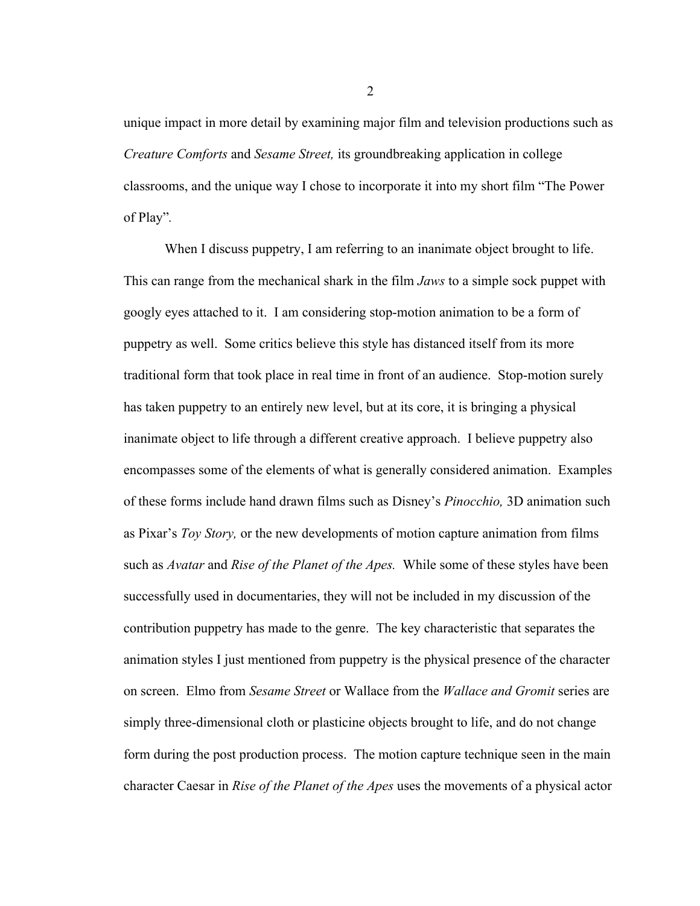unique impact in more detail by examining major film and television productions such as *Creature Comforts* and *Sesame Street,* its groundbreaking application in college classrooms, and the unique way I chose to incorporate it into my short film "The Power of Play".

When I discuss puppetry, I am referring to an inanimate object brought to life. This can range from the mechanical shark in the film *Jaws* to a simple sock puppet with googly eyes attached to it. I am considering stop-motion animation to be a form of puppetry as well. Some critics believe this style has distanced itself from its more traditional form that took place in real time in front of an audience. Stop-motion surely has taken puppetry to an entirely new level, but at its core, it is bringing a physical inanimate object to life through a different creative approach. I believe puppetry also encompasses some of the elements of what is generally considered animation. Examples of these forms include hand drawn films such as Disney's *Pinocchio,* 3D animation such as Pixar's *Toy Story,* or the new developments of motion capture animation from films such as *Avatar* and *Rise of the Planet of the Apes.* While some of these styles have been successfully used in documentaries, they will not be included in my discussion of the contribution puppetry has made to the genre. The key characteristic that separates the animation styles I just mentioned from puppetry is the physical presence of the character on screen. Elmo from *Sesame Street* or Wallace from the *Wallace and Gromit* series are simply three-dimensional cloth or plasticine objects brought to life, and do not change form during the post production process. The motion capture technique seen in the main character Caesar in *Rise of the Planet of the Apes* uses the movements of a physical actor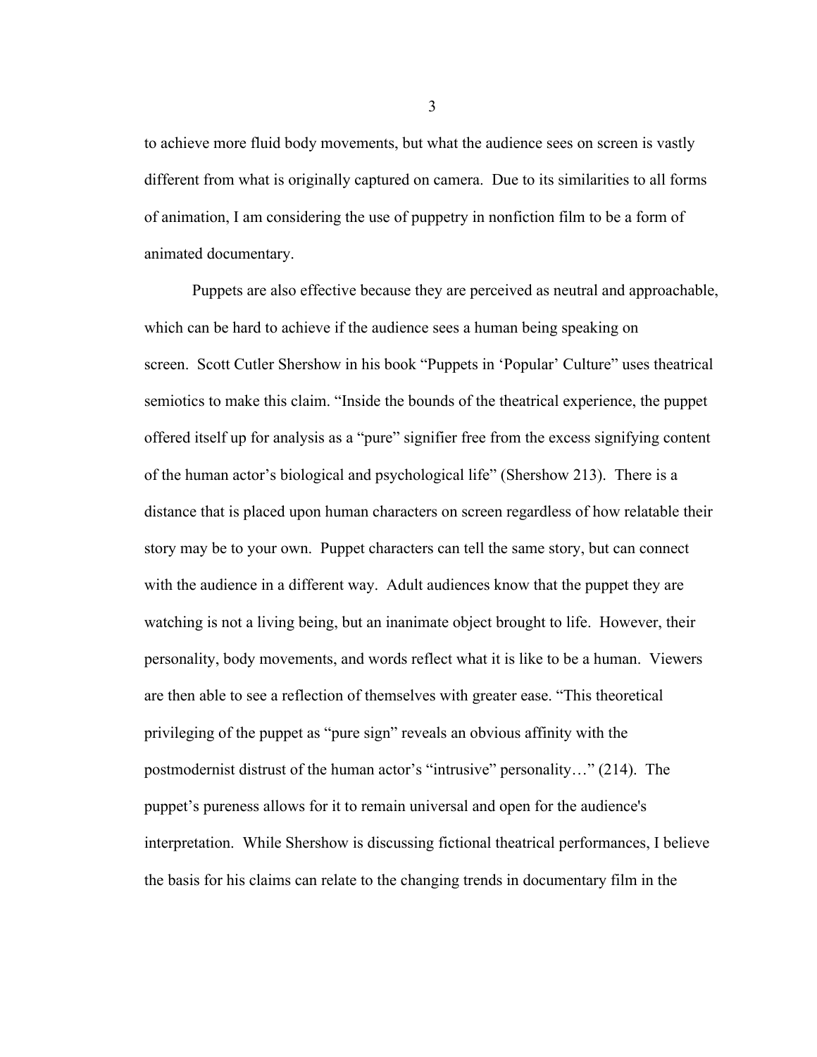to achieve more fluid body movements, but what the audience sees on screen is vastly different from what is originally captured on camera. Due to its similarities to all forms of animation, I am considering the use of puppetry in nonfiction film to be a form of animated documentary.

Puppets are also effective because they are perceived as neutral and approachable, which can be hard to achieve if the audience sees a human being speaking on screen. Scott Cutler Shershow in his book "Puppets in 'Popular' Culture" uses theatrical semiotics to make this claim. "Inside the bounds of the theatrical experience, the puppet offered itself up for analysis as a "pure" signifier free from the excess signifying content of the human actor's biological and psychological life" (Shershow 213). There is a distance that is placed upon human characters on screen regardless of how relatable their story may be to your own. Puppet characters can tell the same story, but can connect with the audience in a different way. Adult audiences know that the puppet they are watching is not a living being, but an inanimate object brought to life. However, their personality, body movements, and words reflect what it is like to be a human. Viewers are then able to see a reflection of themselves with greater ease. "This theoretical privileging of the puppet as "pure sign" reveals an obvious affinity with the postmodernist distrust of the human actor's "intrusive" personality…" (214). The puppet's pureness allows for it to remain universal and open for the audience's interpretation. While Shershow is discussing fictional theatrical performances, I believe the basis for his claims can relate to the changing trends in documentary film in the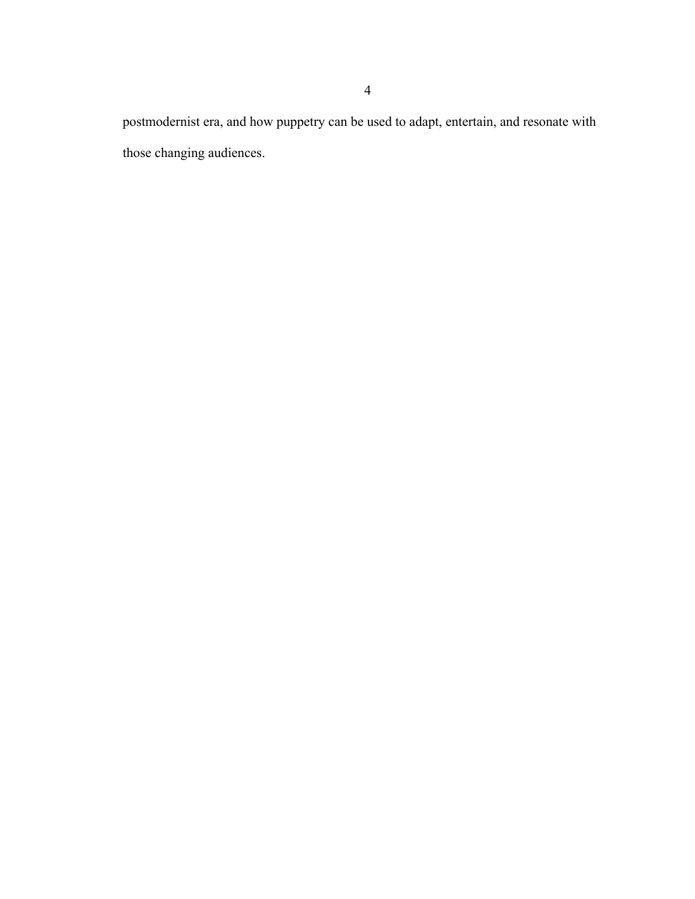postmodernist era, and how puppetry can be used to adapt, entertain, and resonate with those changing audiences.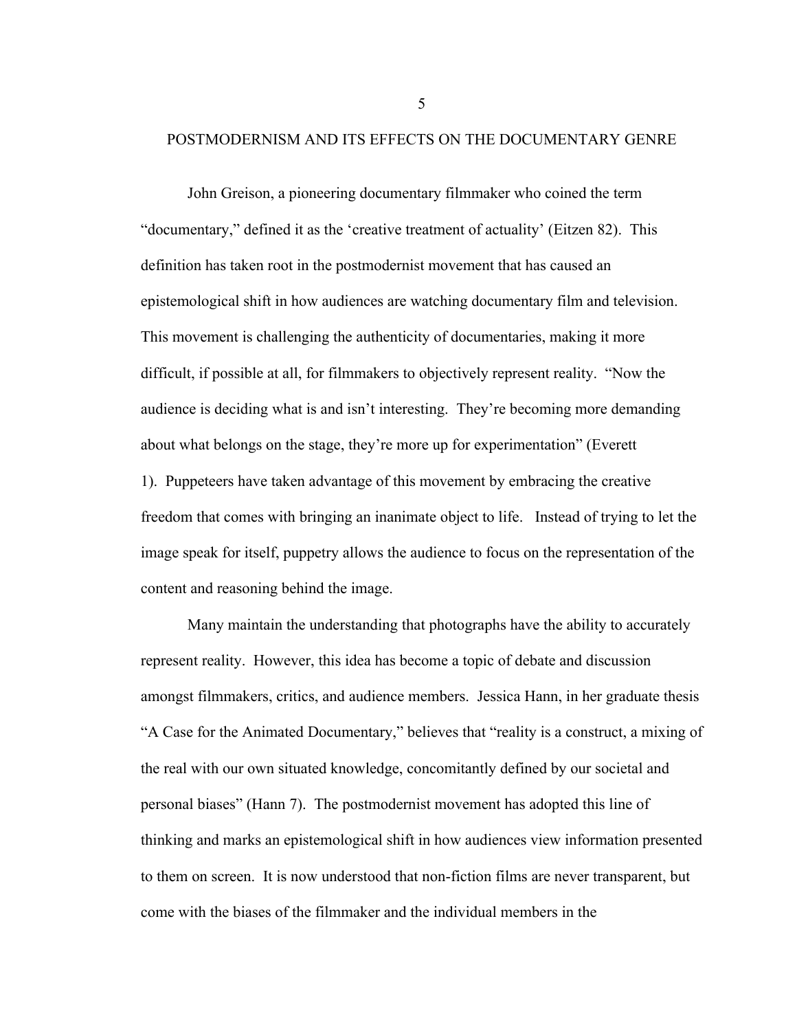## POSTMODERNISM AND ITS EFFECTS ON THE DOCUMENTARY GENRE

John Greison, a pioneering documentary filmmaker who coined the term "documentary," defined it as the 'creative treatment of actuality' (Eitzen 82). This definition has taken root in the postmodernist movement that has caused an epistemological shift in how audiences are watching documentary film and television. This movement is challenging the authenticity of documentaries, making it more difficult, if possible at all, for filmmakers to objectively represent reality. "Now the audience is deciding what is and isn't interesting. They're becoming more demanding about what belongs on the stage, they're more up for experimentation" (Everett 1). Puppeteers have taken advantage of this movement by embracing the creative freedom that comes with bringing an inanimate object to life. Instead of trying to let the image speak for itself, puppetry allows the audience to focus on the representation of the content and reasoning behind the image.

Many maintain the understanding that photographs have the ability to accurately represent reality. However, this idea has become a topic of debate and discussion amongst filmmakers, critics, and audience members. Jessica Hann, in her graduate thesis "A Case for the Animated Documentary," believes that "reality is a construct, a mixing of the real with our own situated knowledge, concomitantly defined by our societal and personal biases" (Hann 7). The postmodernist movement has adopted this line of thinking and marks an epistemological shift in how audiences view information presented to them on screen. It is now understood that non-fiction films are never transparent, but come with the biases of the filmmaker and the individual members in the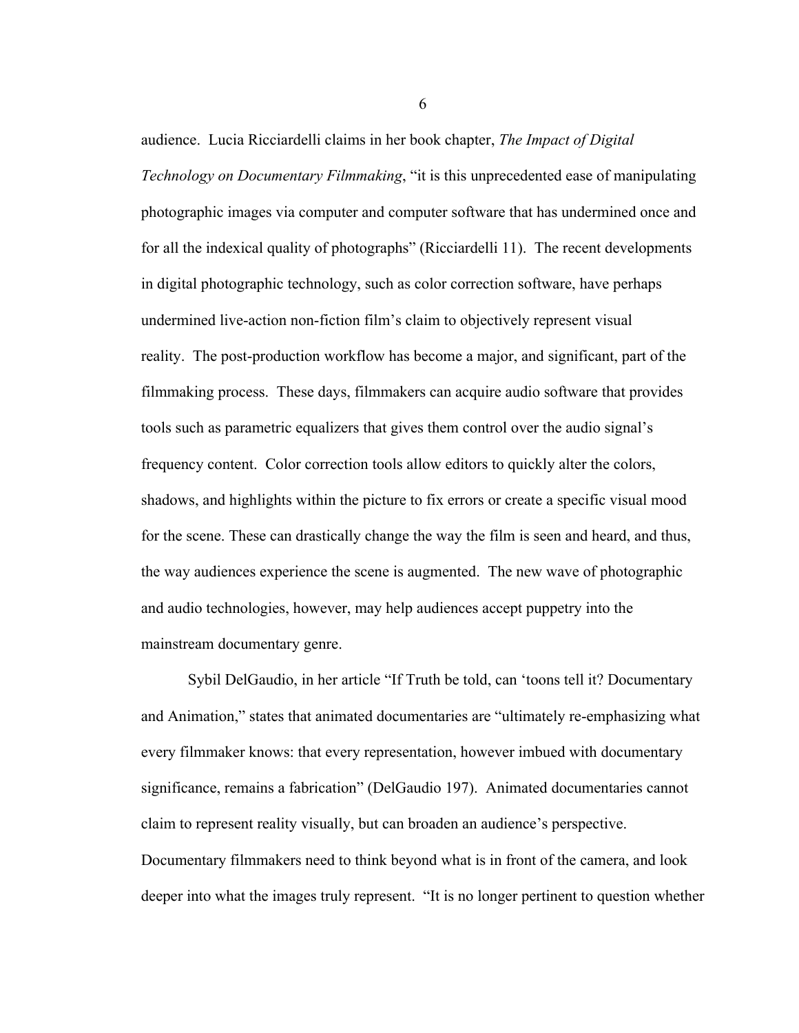audience. Lucia Ricciardelli claims in her book chapter, *The Impact of Digital Technology on Documentary Filmmaking*, "it is this unprecedented ease of manipulating photographic images via computer and computer software that has undermined once and for all the indexical quality of photographs" (Ricciardelli 11). The recent developments in digital photographic technology, such as color correction software, have perhaps undermined live-action non-fiction film's claim to objectively represent visual reality. The post-production workflow has become a major, and significant, part of the filmmaking process. These days, filmmakers can acquire audio software that provides tools such as parametric equalizers that gives them control over the audio signal's frequency content. Color correction tools allow editors to quickly alter the colors, shadows, and highlights within the picture to fix errors or create a specific visual mood for the scene. These can drastically change the way the film is seen and heard, and thus, the way audiences experience the scene is augmented. The new wave of photographic and audio technologies, however, may help audiences accept puppetry into the mainstream documentary genre.

Sybil DelGaudio, in her article "If Truth be told, can 'toons tell it? Documentary and Animation," states that animated documentaries are "ultimately re-emphasizing what every filmmaker knows: that every representation, however imbued with documentary significance, remains a fabrication" (DelGaudio 197). Animated documentaries cannot claim to represent reality visually, but can broaden an audience's perspective. Documentary filmmakers need to think beyond what is in front of the camera, and look deeper into what the images truly represent. "It is no longer pertinent to question whether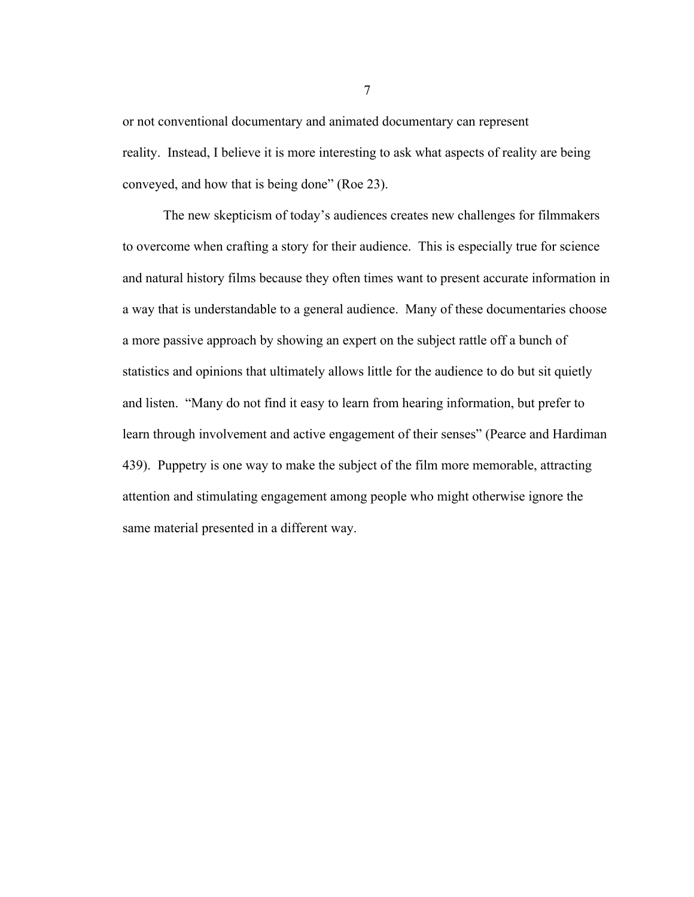or not conventional documentary and animated documentary can represent reality. Instead, I believe it is more interesting to ask what aspects of reality are being conveyed, and how that is being done" (Roe 23).

The new skepticism of today's audiences creates new challenges for filmmakers to overcome when crafting a story for their audience. This is especially true for science and natural history films because they often times want to present accurate information in a way that is understandable to a general audience. Many of these documentaries choose a more passive approach by showing an expert on the subject rattle off a bunch of statistics and opinions that ultimately allows little for the audience to do but sit quietly and listen. "Many do not find it easy to learn from hearing information, but prefer to learn through involvement and active engagement of their senses" (Pearce and Hardiman 439). Puppetry is one way to make the subject of the film more memorable, attracting attention and stimulating engagement among people who might otherwise ignore the same material presented in a different way.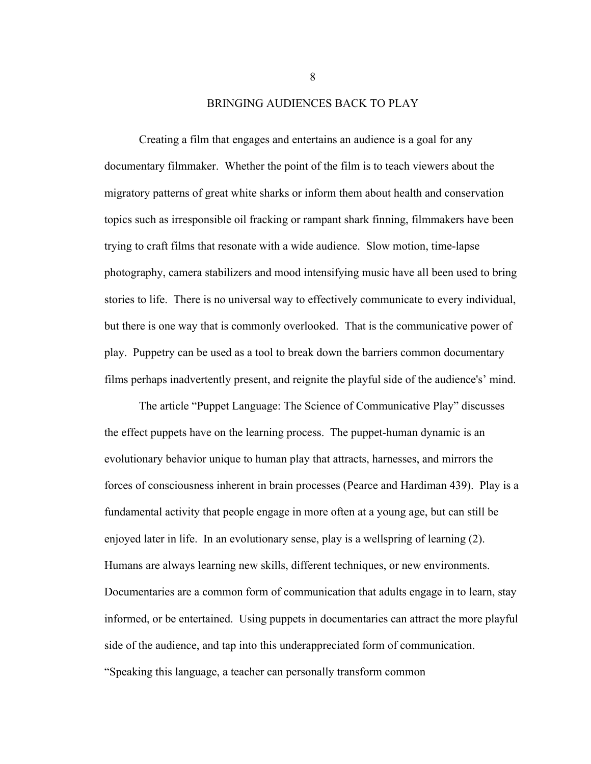## BRINGING AUDIENCES BACK TO PLAY

Creating a film that engages and entertains an audience is a goal for any documentary filmmaker. Whether the point of the film is to teach viewers about the migratory patterns of great white sharks or inform them about health and conservation topics such as irresponsible oil fracking or rampant shark finning, filmmakers have been trying to craft films that resonate with a wide audience. Slow motion, time-lapse photography, camera stabilizers and mood intensifying music have all been used to bring stories to life. There is no universal way to effectively communicate to every individual, but there is one way that is commonly overlooked. That is the communicative power of play. Puppetry can be used as a tool to break down the barriers common documentary films perhaps inadvertently present, and reignite the playful side of the audience's' mind.

The article "Puppet Language: The Science of Communicative Play" discusses the effect puppets have on the learning process. The puppet-human dynamic is an evolutionary behavior unique to human play that attracts, harnesses, and mirrors the forces of consciousness inherent in brain processes (Pearce and Hardiman 439). Play is a fundamental activity that people engage in more often at a young age, but can still be enjoyed later in life. In an evolutionary sense, play is a wellspring of learning (2). Humans are always learning new skills, different techniques, or new environments. Documentaries are a common form of communication that adults engage in to learn, stay informed, or be entertained. Using puppets in documentaries can attract the more playful side of the audience, and tap into this underappreciated form of communication. "Speaking this language, a teacher can personally transform common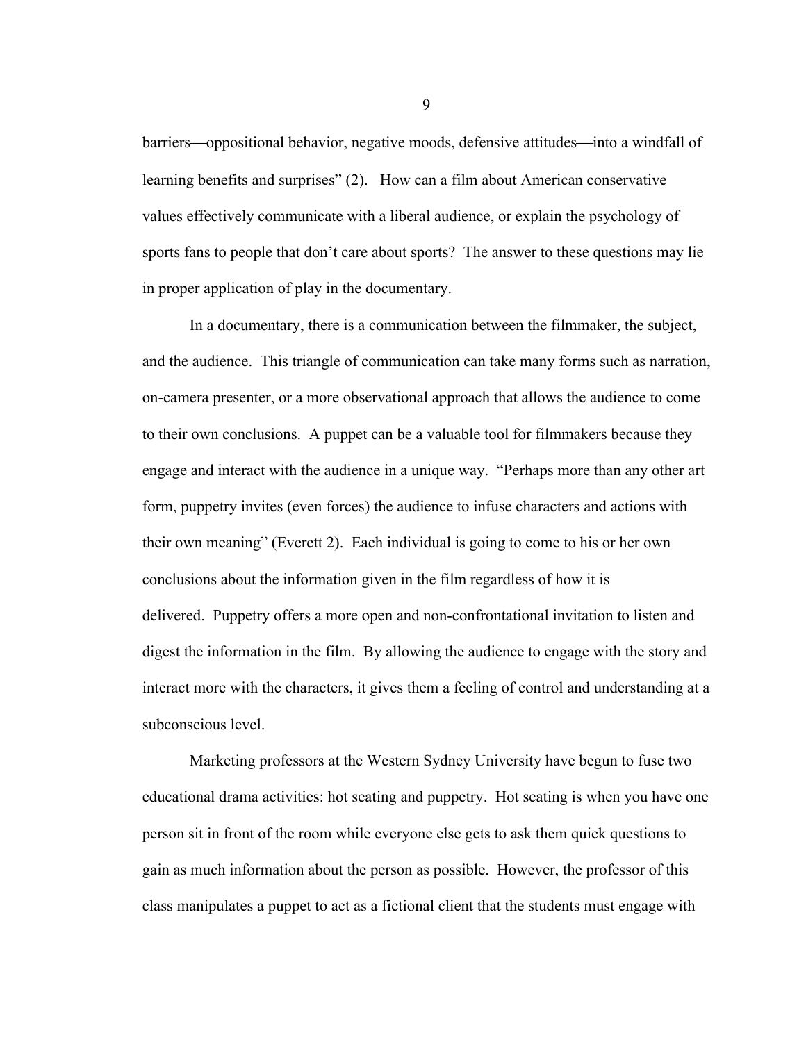barriers—oppositional behavior, negative moods, defensive attitudes—into a windfall of learning benefits and surprises" (2). How can a film about American conservative values effectively communicate with a liberal audience, or explain the psychology of sports fans to people that don't care about sports? The answer to these questions may lie in proper application of play in the documentary.

In a documentary, there is a communication between the filmmaker, the subject, and the audience. This triangle of communication can take many forms such as narration, on-camera presenter, or a more observational approach that allows the audience to come to their own conclusions. A puppet can be a valuable tool for filmmakers because they engage and interact with the audience in a unique way. "Perhaps more than any other art form, puppetry invites (even forces) the audience to infuse characters and actions with their own meaning" (Everett 2). Each individual is going to come to his or her own conclusions about the information given in the film regardless of how it is delivered. Puppetry offers a more open and non-confrontational invitation to listen and digest the information in the film. By allowing the audience to engage with the story and interact more with the characters, it gives them a feeling of control and understanding at a subconscious level.

Marketing professors at the Western Sydney University have begun to fuse two educational drama activities: hot seating and puppetry. Hot seating is when you have one person sit in front of the room while everyone else gets to ask them quick questions to gain as much information about the person as possible. However, the professor of this class manipulates a puppet to act as a fictional client that the students must engage with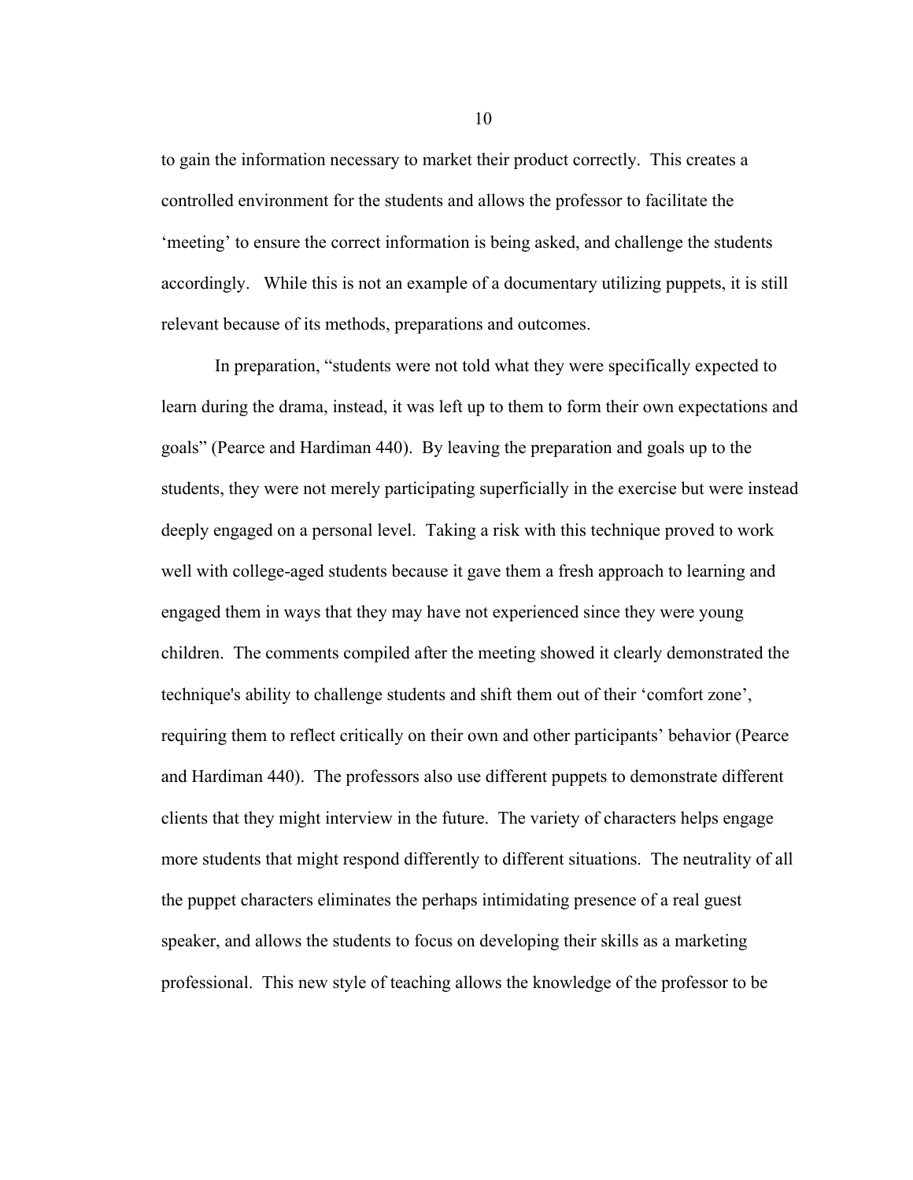to gain the information necessary to market their product correctly. This creates a controlled environment for the students and allows the professor to facilitate the 'meeting' to ensure the correct information is being asked, and challenge the students accordingly. While this is not an example of a documentary utilizing puppets, it is still relevant because of its methods, preparations and outcomes.

In preparation, "students were not told what they were specifically expected to learn during the drama, instead, it was left up to them to form their own expectations and goals" (Pearce and Hardiman 440). By leaving the preparation and goals up to the students, they were not merely participating superficially in the exercise but were instead deeply engaged on a personal level. Taking a risk with this technique proved to work well with college-aged students because it gave them a fresh approach to learning and engaged them in ways that they may have not experienced since they were young children. The comments compiled after the meeting showed it clearly demonstrated the technique's ability to challenge students and shift them out of their 'comfort zone', requiring them to reflect critically on their own and other participants' behavior (Pearce and Hardiman 440). The professors also use different puppets to demonstrate different clients that they might interview in the future. The variety of characters helps engage more students that might respond differently to different situations. The neutrality of all the puppet characters eliminates the perhaps intimidating presence of a real guest speaker, and allows the students to focus on developing their skills as a marketing professional. This new style of teaching allows the knowledge of the professor to be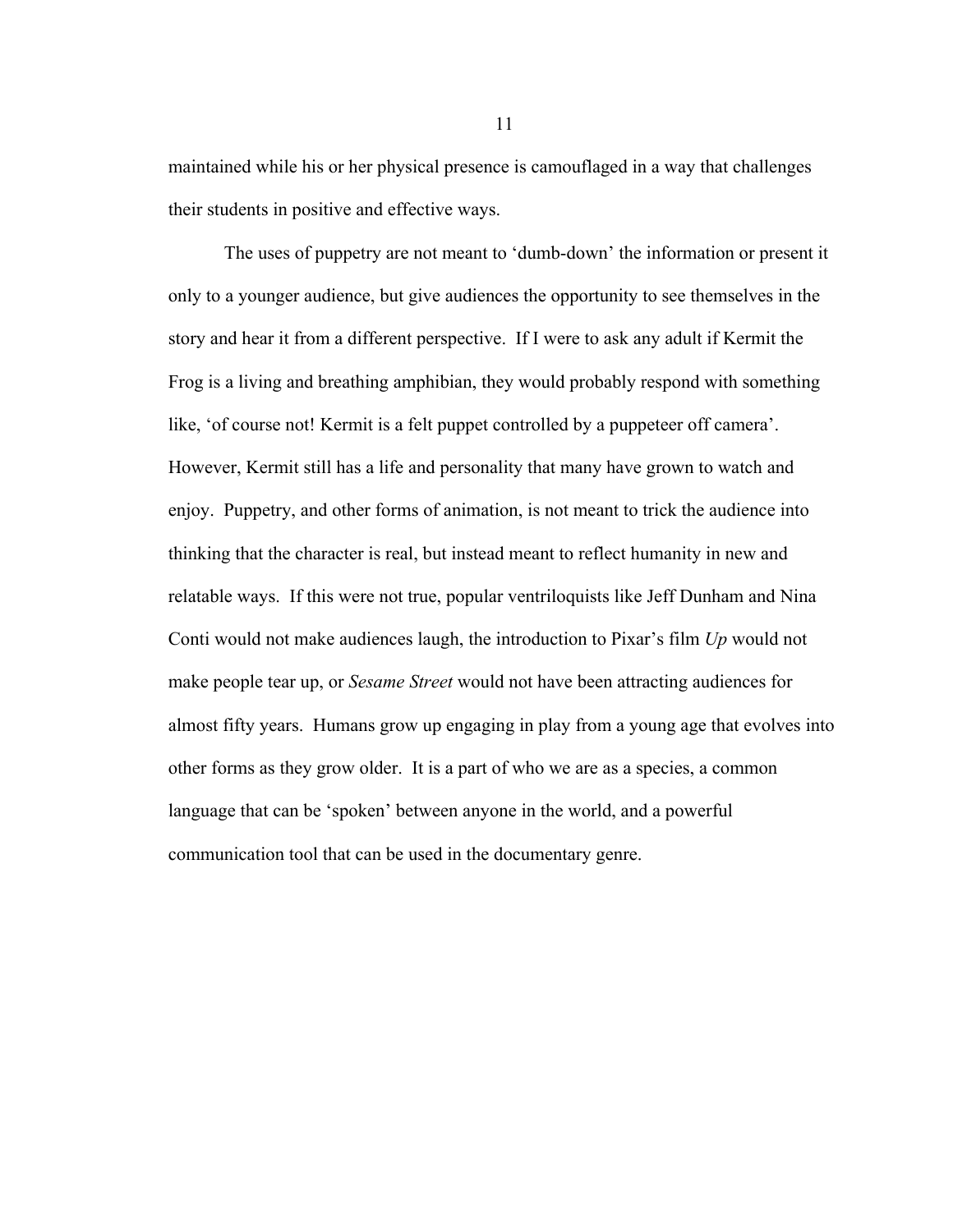maintained while his or her physical presence is camouflaged in a way that challenges their students in positive and effective ways.

The uses of puppetry are not meant to 'dumb-down' the information or present it only to a younger audience, but give audiences the opportunity to see themselves in the story and hear it from a different perspective. If I were to ask any adult if Kermit the Frog is a living and breathing amphibian, they would probably respond with something like, 'of course not! Kermit is a felt puppet controlled by a puppeteer off camera'. However, Kermit still has a life and personality that many have grown to watch and enjoy. Puppetry, and other forms of animation, is not meant to trick the audience into thinking that the character is real, but instead meant to reflect humanity in new and relatable ways. If this were not true, popular ventriloquists like Jeff Dunham and Nina Conti would not make audiences laugh, the introduction to Pixar's film *Up* would not make people tear up, or *Sesame Street* would not have been attracting audiences for almost fifty years. Humans grow up engaging in play from a young age that evolves into other forms as they grow older. It is a part of who we are as a species, a common language that can be 'spoken' between anyone in the world, and a powerful communication tool that can be used in the documentary genre.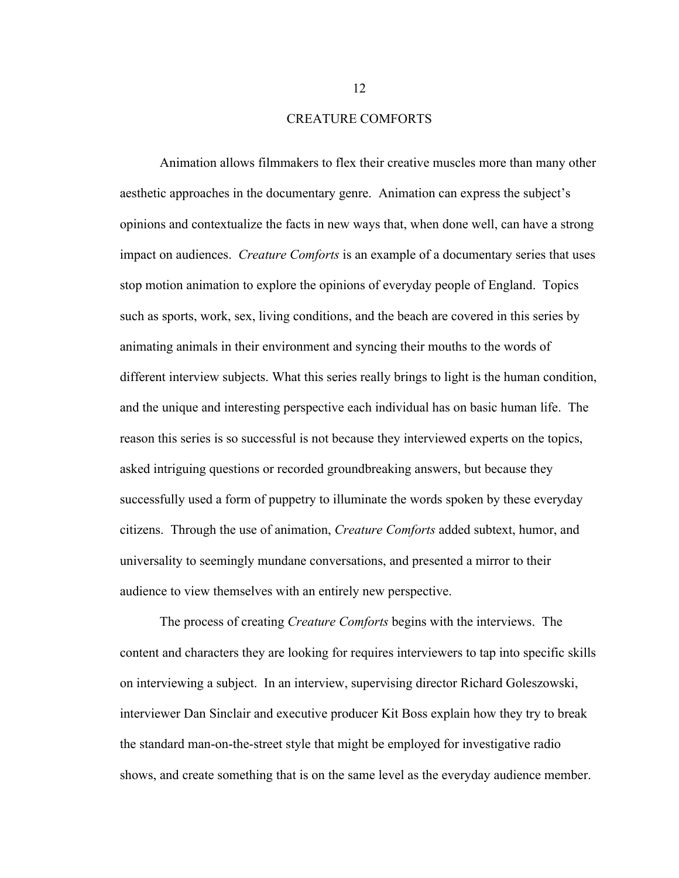## CREATURE COMFORTS

Animation allows filmmakers to flex their creative muscles more than many other aesthetic approaches in the documentary genre. Animation can express the subject's opinions and contextualize the facts in new ways that, when done well, can have a strong impact on audiences. *Creature Comforts* is an example of a documentary series that uses stop motion animation to explore the opinions of everyday people of England. Topics such as sports, work, sex, living conditions, and the beach are covered in this series by animating animals in their environment and syncing their mouths to the words of different interview subjects. What this series really brings to light is the human condition, and the unique and interesting perspective each individual has on basic human life. The reason this series is so successful is not because they interviewed experts on the topics, asked intriguing questions or recorded groundbreaking answers, but because they successfully used a form of puppetry to illuminate the words spoken by these everyday citizens. Through the use of animation, *Creature Comforts* added subtext, humor, and universality to seemingly mundane conversations, and presented a mirror to their audience to view themselves with an entirely new perspective.

The process of creating *Creature Comforts* begins with the interviews. The content and characters they are looking for requires interviewers to tap into specific skills on interviewing a subject. In an interview, supervising director Richard Goleszowski, interviewer Dan Sinclair and executive producer Kit Boss explain how they try to break the standard man-on-the-street style that might be employed for investigative radio shows, and create something that is on the same level as the everyday audience member.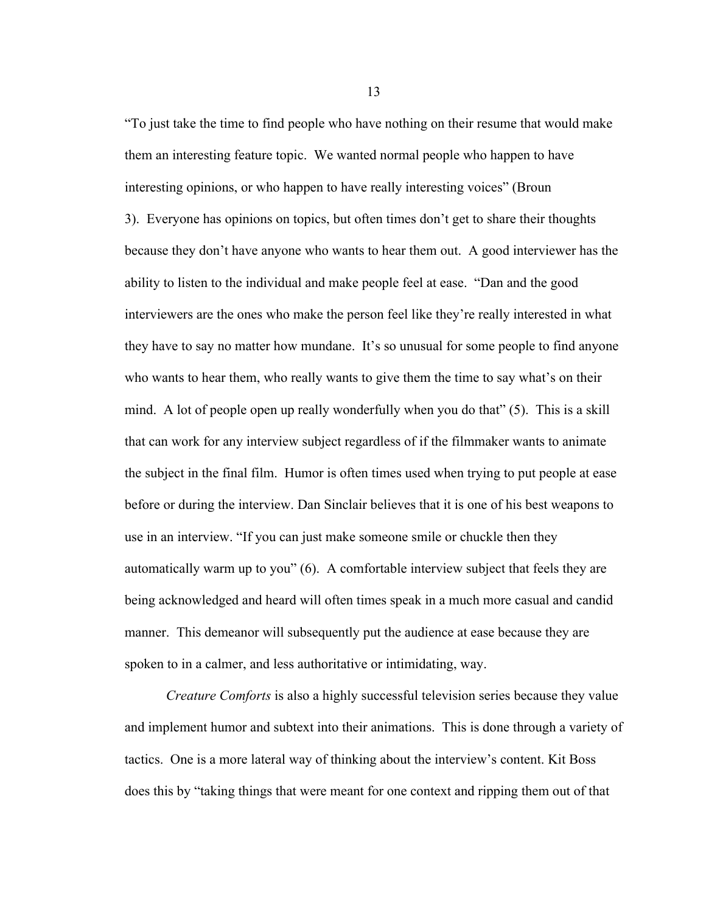"To just take the time to find people who have nothing on their resume that would make them an interesting feature topic. We wanted normal people who happen to have interesting opinions, or who happen to have really interesting voices" (Broun 3). Everyone has opinions on topics, but often times don't get to share their thoughts because they don't have anyone who wants to hear them out. A good interviewer has the ability to listen to the individual and make people feel at ease. "Dan and the good interviewers are the ones who make the person feel like they're really interested in what they have to say no matter how mundane. It's so unusual for some people to find anyone who wants to hear them, who really wants to give them the time to say what's on their mind. A lot of people open up really wonderfully when you do that" (5). This is a skill that can work for any interview subject regardless of if the filmmaker wants to animate the subject in the final film. Humor is often times used when trying to put people at ease before or during the interview. Dan Sinclair believes that it is one of his best weapons to use in an interview. "If you can just make someone smile or chuckle then they automatically warm up to you" (6). A comfortable interview subject that feels they are being acknowledged and heard will often times speak in a much more casual and candid manner. This demeanor will subsequently put the audience at ease because they are spoken to in a calmer, and less authoritative or intimidating, way.

*Creature Comforts* is also a highly successful television series because they value and implement humor and subtext into their animations. This is done through a variety of tactics. One is a more lateral way of thinking about the interview's content. Kit Boss does this by "taking things that were meant for one context and ripping them out of that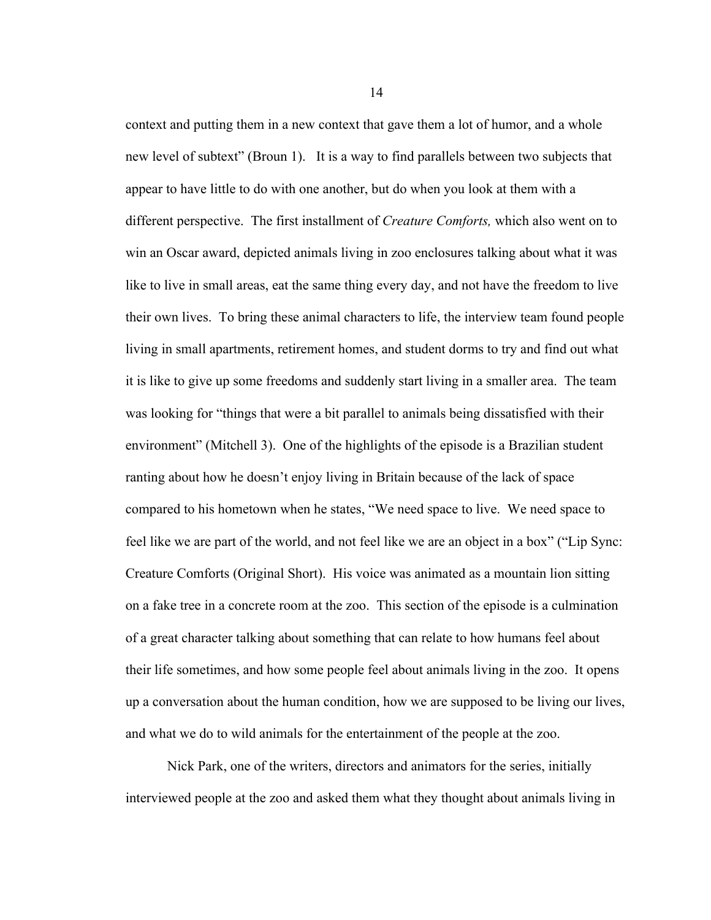context and putting them in a new context that gave them a lot of humor, and a whole new level of subtext" (Broun 1). It is a way to find parallels between two subjects that appear to have little to do with one another, but do when you look at them with a different perspective. The first installment of *Creature Comforts,* which also went on to win an Oscar award, depicted animals living in zoo enclosures talking about what it was like to live in small areas, eat the same thing every day, and not have the freedom to live their own lives. To bring these animal characters to life, the interview team found people living in small apartments, retirement homes, and student dorms to try and find out what it is like to give up some freedoms and suddenly start living in a smaller area. The team was looking for "things that were a bit parallel to animals being dissatisfied with their environment" (Mitchell 3). One of the highlights of the episode is a Brazilian student ranting about how he doesn't enjoy living in Britain because of the lack of space compared to his hometown when he states, "We need space to live. We need space to feel like we are part of the world, and not feel like we are an object in a box" ("Lip Sync: Creature Comforts (Original Short). His voice was animated as a mountain lion sitting on a fake tree in a concrete room at the zoo. This section of the episode is a culmination of a great character talking about something that can relate to how humans feel about their life sometimes, and how some people feel about animals living in the zoo. It opens up a conversation about the human condition, how we are supposed to be living our lives, and what we do to wild animals for the entertainment of the people at the zoo.

Nick Park, one of the writers, directors and animators for the series, initially interviewed people at the zoo and asked them what they thought about animals living in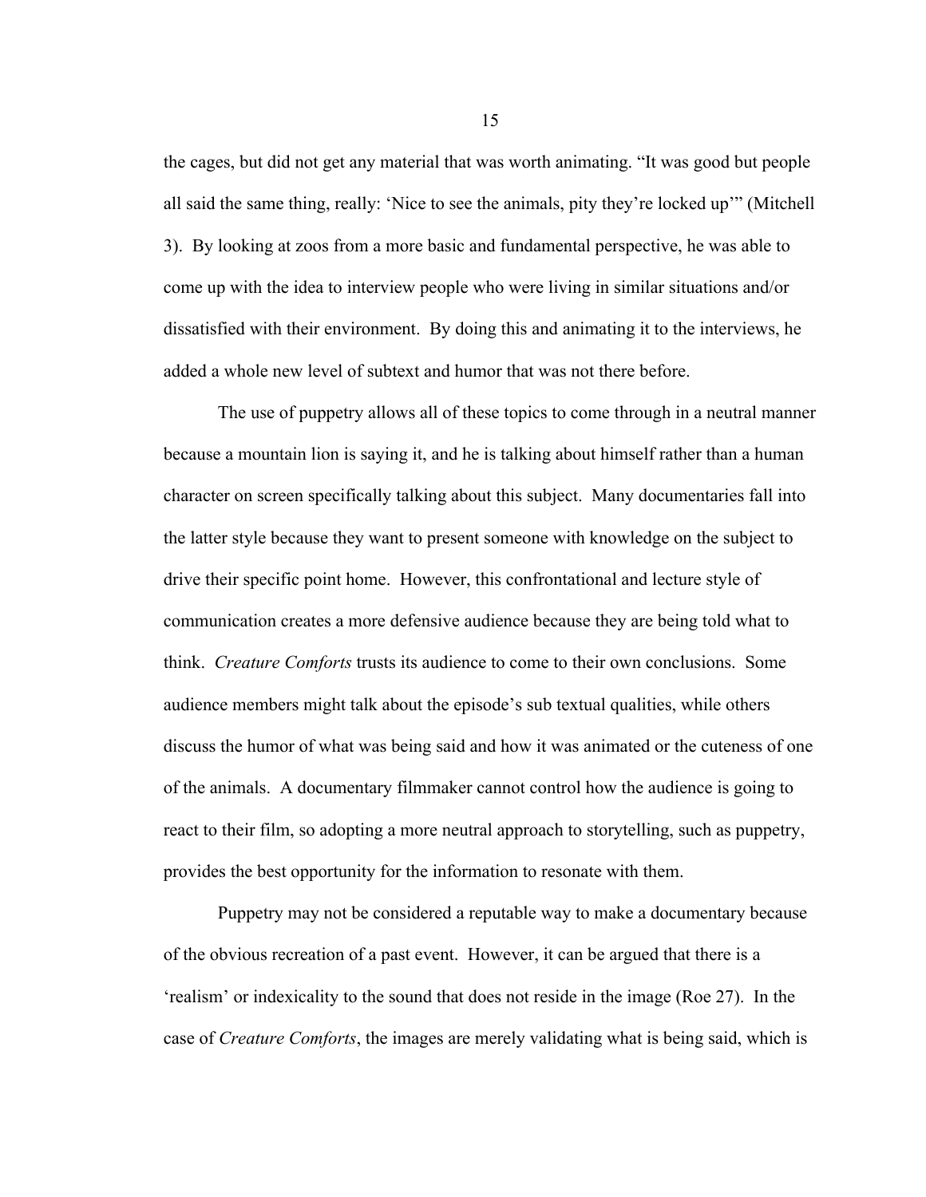the cages, but did not get any material that was worth animating. "It was good but people all said the same thing, really: 'Nice to see the animals, pity they're locked up'" (Mitchell 3). By looking at zoos from a more basic and fundamental perspective, he was able to come up with the idea to interview people who were living in similar situations and/or dissatisfied with their environment. By doing this and animating it to the interviews, he added a whole new level of subtext and humor that was not there before.

The use of puppetry allows all of these topics to come through in a neutral manner because a mountain lion is saying it, and he is talking about himself rather than a human character on screen specifically talking about this subject. Many documentaries fall into the latter style because they want to present someone with knowledge on the subject to drive their specific point home. However, this confrontational and lecture style of communication creates a more defensive audience because they are being told what to think. *Creature Comforts* trusts its audience to come to their own conclusions. Some audience members might talk about the episode's sub textual qualities, while others discuss the humor of what was being said and how it was animated or the cuteness of one of the animals. A documentary filmmaker cannot control how the audience is going to react to their film, so adopting a more neutral approach to storytelling, such as puppetry, provides the best opportunity for the information to resonate with them.

Puppetry may not be considered a reputable way to make a documentary because of the obvious recreation of a past event. However, it can be argued that there is a 'realism' or indexicality to the sound that does not reside in the image (Roe 27). In the case of *Creature Comforts*, the images are merely validating what is being said, which is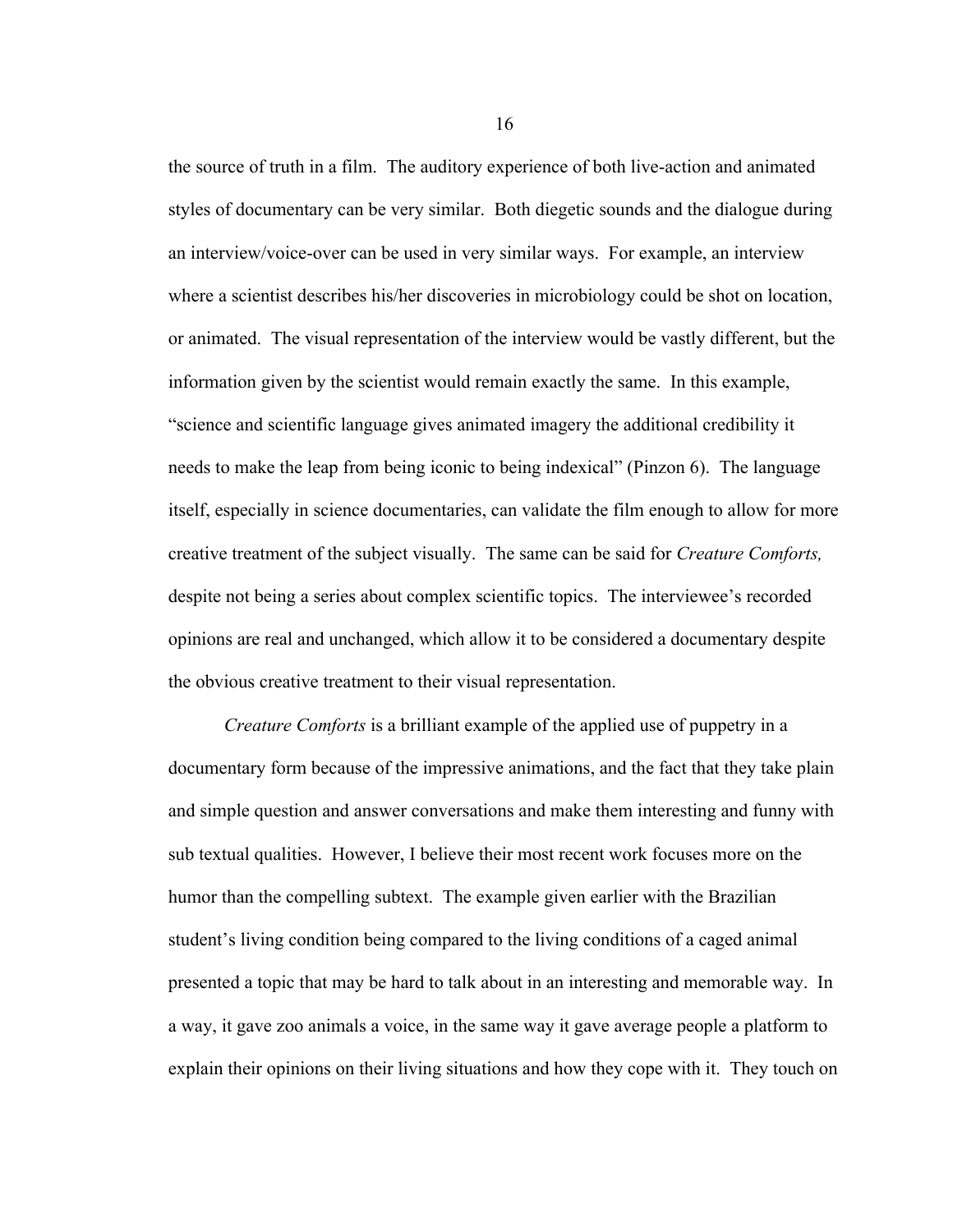the source of truth in a film. The auditory experience of both live-action and animated styles of documentary can be very similar. Both diegetic sounds and the dialogue during an interview/voice-over can be used in very similar ways. For example, an interview where a scientist describes his/her discoveries in microbiology could be shot on location, or animated. The visual representation of the interview would be vastly different, but the information given by the scientist would remain exactly the same. In this example, "science and scientific language gives animated imagery the additional credibility it needs to make the leap from being iconic to being indexical" (Pinzon 6). The language itself, especially in science documentaries, can validate the film enough to allow for more creative treatment of the subject visually. The same can be said for *Creature Comforts,* despite not being a series about complex scientific topics. The interviewee's recorded opinions are real and unchanged, which allow it to be considered a documentary despite the obvious creative treatment to their visual representation.

*Creature Comforts* is a brilliant example of the applied use of puppetry in a documentary form because of the impressive animations, and the fact that they take plain and simple question and answer conversations and make them interesting and funny with sub textual qualities. However, I believe their most recent work focuses more on the humor than the compelling subtext. The example given earlier with the Brazilian student's living condition being compared to the living conditions of a caged animal presented a topic that may be hard to talk about in an interesting and memorable way. In a way, it gave zoo animals a voice, in the same way it gave average people a platform to explain their opinions on their living situations and how they cope with it. They touch on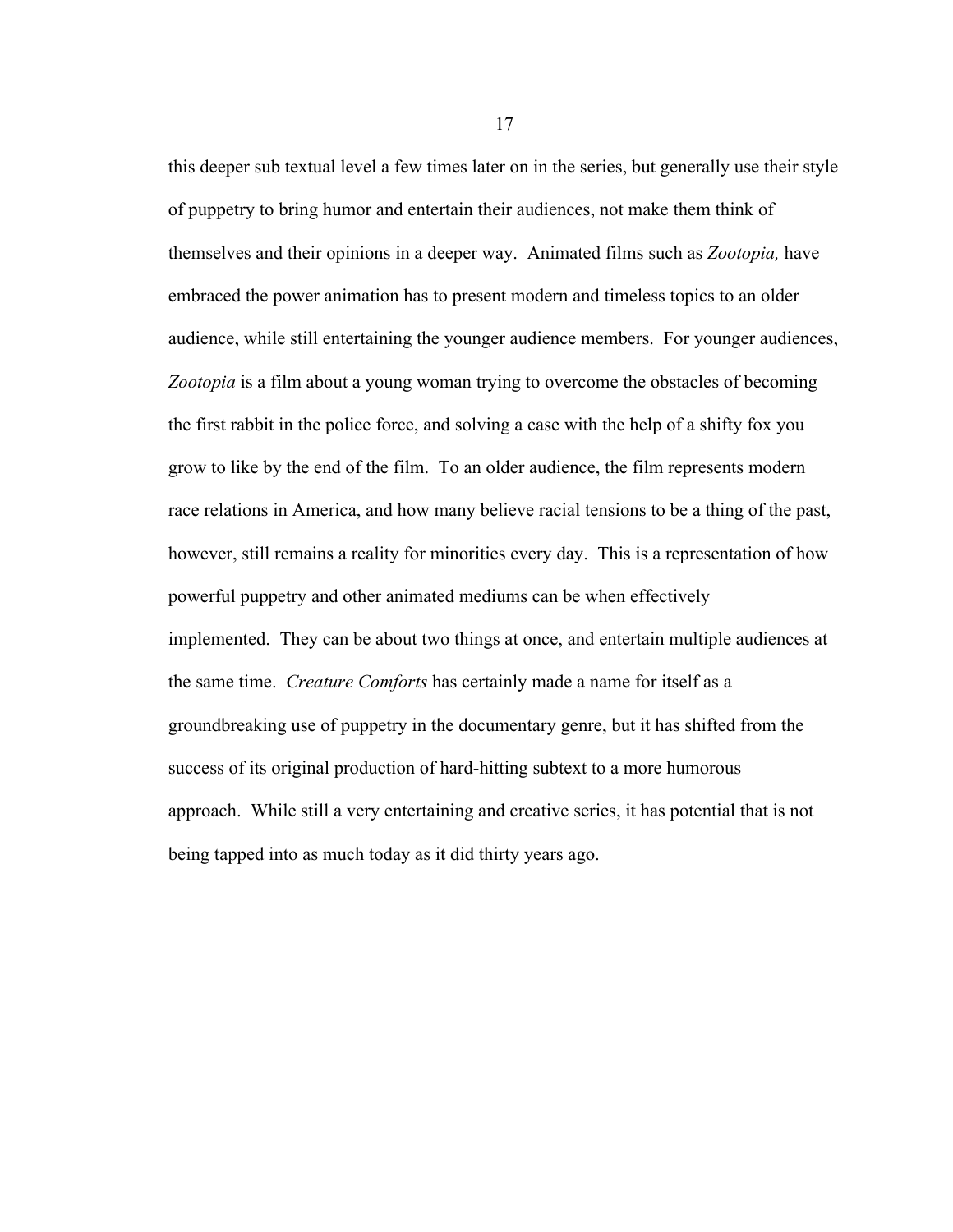this deeper sub textual level a few times later on in the series, but generally use their style of puppetry to bring humor and entertain their audiences, not make them think of themselves and their opinions in a deeper way. Animated films such as *Zootopia,* have embraced the power animation has to present modern and timeless topics to an older audience, while still entertaining the younger audience members. For younger audiences, *Zootopia* is a film about a young woman trying to overcome the obstacles of becoming the first rabbit in the police force, and solving a case with the help of a shifty fox you grow to like by the end of the film. To an older audience, the film represents modern race relations in America, and how many believe racial tensions to be a thing of the past, however, still remains a reality for minorities every day. This is a representation of how powerful puppetry and other animated mediums can be when effectively implemented. They can be about two things at once, and entertain multiple audiences at the same time. *Creature Comforts* has certainly made a name for itself as a groundbreaking use of puppetry in the documentary genre, but it has shifted from the success of its original production of hard-hitting subtext to a more humorous approach. While still a very entertaining and creative series, it has potential that is not being tapped into as much today as it did thirty years ago.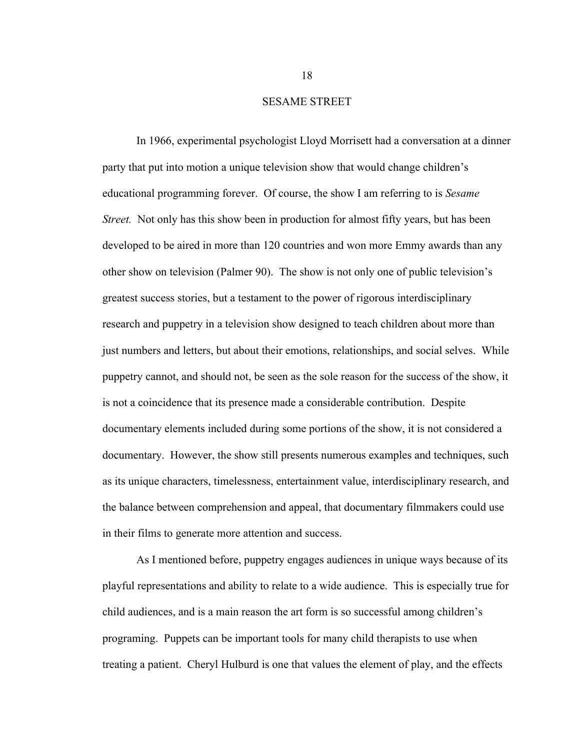## SESAME STREET

In 1966, experimental psychologist Lloyd Morrisett had a conversation at a dinner party that put into motion a unique television show that would change children's educational programming forever. Of course, the show I am referring to is *Sesame Street.* Not only has this show been in production for almost fifty years, but has been developed to be aired in more than 120 countries and won more Emmy awards than any other show on television (Palmer 90). The show is not only one of public television's greatest success stories, but a testament to the power of rigorous interdisciplinary research and puppetry in a television show designed to teach children about more than just numbers and letters, but about their emotions, relationships, and social selves. While puppetry cannot, and should not, be seen as the sole reason for the success of the show, it is not a coincidence that its presence made a considerable contribution. Despite documentary elements included during some portions of the show, it is not considered a documentary. However, the show still presents numerous examples and techniques, such as its unique characters, timelessness, entertainment value, interdisciplinary research, and the balance between comprehension and appeal, that documentary filmmakers could use in their films to generate more attention and success.

As I mentioned before, puppetry engages audiences in unique ways because of its playful representations and ability to relate to a wide audience. This is especially true for child audiences, and is a main reason the art form is so successful among children's programing. Puppets can be important tools for many child therapists to use when treating a patient. Cheryl Hulburd is one that values the element of play, and the effects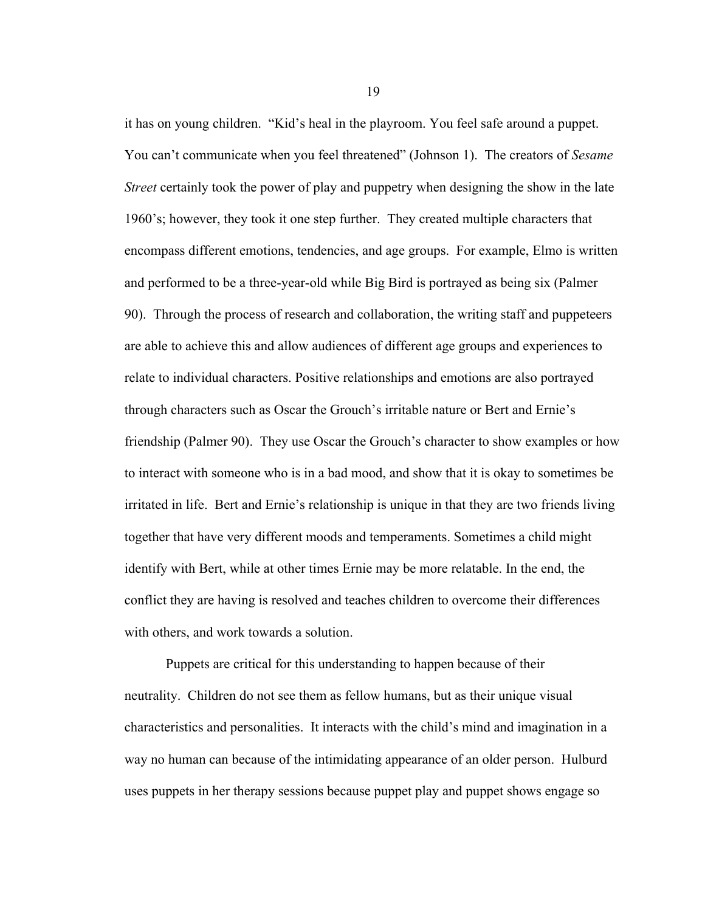it has on young children. "Kid's heal in the playroom. You feel safe around a puppet. You can't communicate when you feel threatened" (Johnson 1). The creators of *Sesame Street* certainly took the power of play and puppetry when designing the show in the late 1960's; however, they took it one step further. They created multiple characters that encompass different emotions, tendencies, and age groups. For example, Elmo is written and performed to be a three-year-old while Big Bird is portrayed as being six (Palmer 90). Through the process of research and collaboration, the writing staff and puppeteers are able to achieve this and allow audiences of different age groups and experiences to relate to individual characters. Positive relationships and emotions are also portrayed through characters such as Oscar the Grouch's irritable nature or Bert and Ernie's friendship (Palmer 90). They use Oscar the Grouch's character to show examples or how to interact with someone who is in a bad mood, and show that it is okay to sometimes be irritated in life. Bert and Ernie's relationship is unique in that they are two friends living together that have very different moods and temperaments. Sometimes a child might identify with Bert, while at other times Ernie may be more relatable. In the end, the conflict they are having is resolved and teaches children to overcome their differences with others, and work towards a solution.

Puppets are critical for this understanding to happen because of their neutrality. Children do not see them as fellow humans, but as their unique visual characteristics and personalities. It interacts with the child's mind and imagination in a way no human can because of the intimidating appearance of an older person. Hulburd uses puppets in her therapy sessions because puppet play and puppet shows engage so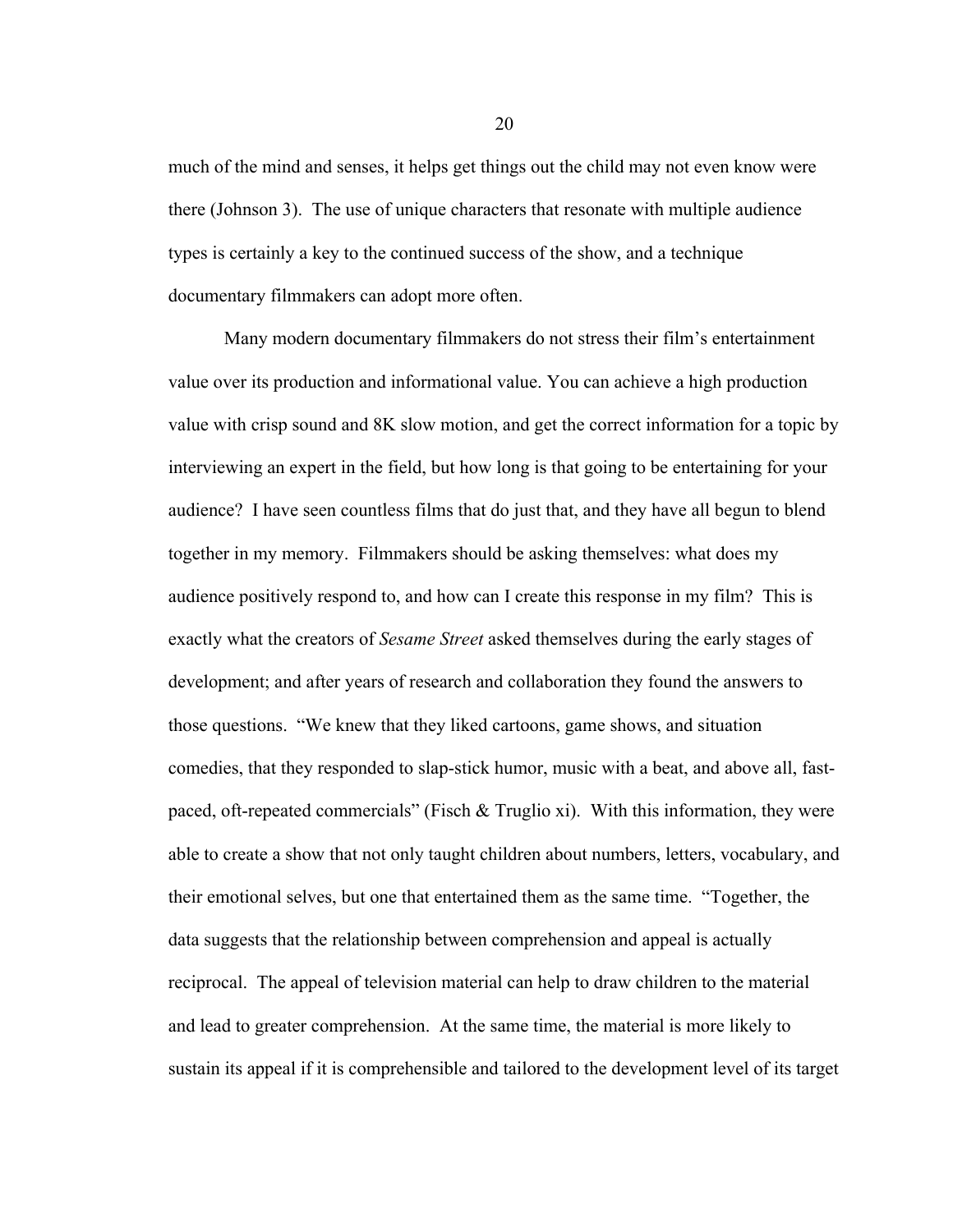much of the mind and senses, it helps get things out the child may not even know were there (Johnson 3). The use of unique characters that resonate with multiple audience types is certainly a key to the continued success of the show, and a technique documentary filmmakers can adopt more often.

Many modern documentary filmmakers do not stress their film's entertainment value over its production and informational value. You can achieve a high production value with crisp sound and 8K slow motion, and get the correct information for a topic by interviewing an expert in the field, but how long is that going to be entertaining for your audience? I have seen countless films that do just that, and they have all begun to blend together in my memory. Filmmakers should be asking themselves: what does my audience positively respond to, and how can I create this response in my film? This is exactly what the creators of *Sesame Street* asked themselves during the early stages of development; and after years of research and collaboration they found the answers to those questions. "We knew that they liked cartoons, game shows, and situation comedies, that they responded to slap-stick humor, music with a beat, and above all, fast-paced, oft-repeated commercials" (Fisch & Truglio xi). With this information, they were able to create a show that not only taught children about numbers, letters, vocabulary, and their emotional selves, but one that entertained them as the same time. "Together, the data suggests that the relationship between comprehension and appeal is actually reciprocal. The appeal of television material can help to draw children to the material and lead to greater comprehension. At the same time, the material is more likely to sustain its appeal if it is comprehensible and tailored to the development level of its target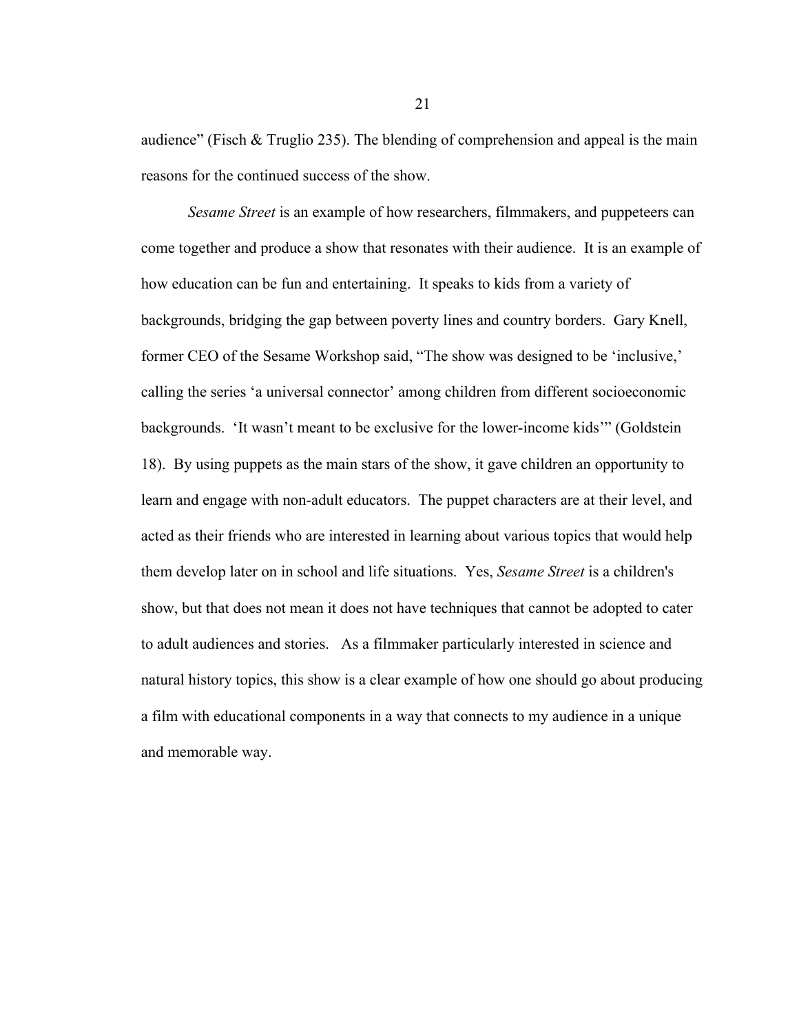audience" (Fisch & Truglio 235). The blending of comprehension and appeal is the main reasons for the continued success of the show.

*Sesame Street* is an example of how researchers, filmmakers, and puppeteers can come together and produce a show that resonates with their audience. It is an example of how education can be fun and entertaining. It speaks to kids from a variety of backgrounds, bridging the gap between poverty lines and country borders. Gary Knell, former CEO of the Sesame Workshop said, "The show was designed to be 'inclusive,' calling the series 'a universal connector' among children from different socioeconomic backgrounds. 'It wasn't meant to be exclusive for the lower-income kids'" (Goldstein 18). By using puppets as the main stars of the show, it gave children an opportunity to learn and engage with non-adult educators. The puppet characters are at their level, and acted as their friends who are interested in learning about various topics that would help them develop later on in school and life situations. Yes, *Sesame Street* is a children's show, but that does not mean it does not have techniques that cannot be adopted to cater to adult audiences and stories. As a filmmaker particularly interested in science and natural history topics, this show is a clear example of how one should go about producing a film with educational components in a way that connects to my audience in a unique and memorable way.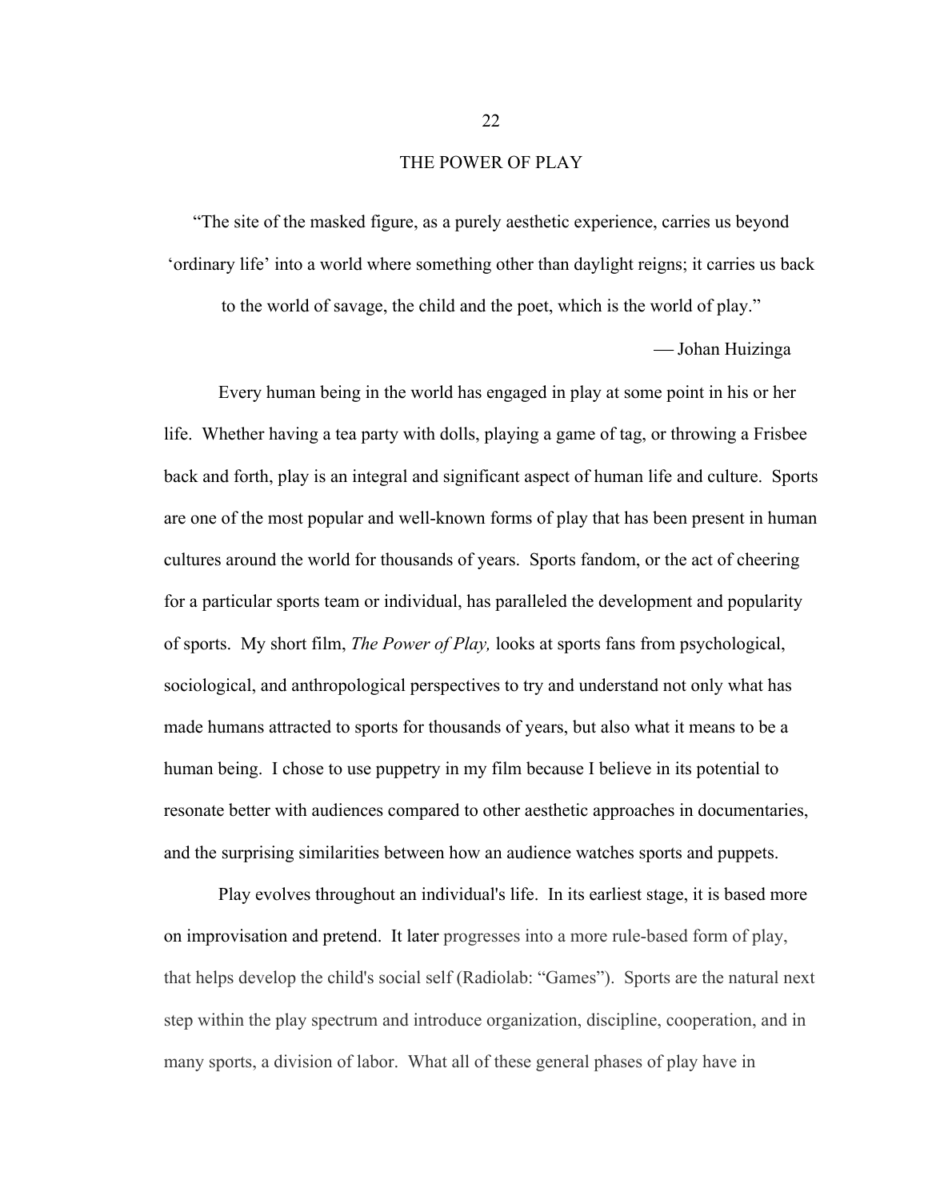## THE POWER OF PLAY

"The site of the masked figure, as a purely aesthetic experience, carries us beyond 'ordinary life' into a world where something other than daylight reigns; it carries us back to the world of savage, the child and the poet, which is the world of play."

— Johan Huizinga

Every human being in the world has engaged in play at some point in his or her life. Whether having a tea party with dolls, playing a game of tag, or throwing a Frisbee back and forth, play is an integral and significant aspect of human life and culture. Sports are one of the most popular and well-known forms of play that has been present in human cultures around the world for thousands of years. Sports fandom, or the act of cheering for a particular sports team or individual, has paralleled the development and popularity of sports. My short film, *The Power of Play,* looks at sports fans from psychological, sociological, and anthropological perspectives to try and understand not only what has made humans attracted to sports for thousands of years, but also what it means to be a human being. I chose to use puppetry in my film because I believe in its potential to resonate better with audiences compared to other aesthetic approaches in documentaries, and the surprising similarities between how an audience watches sports and puppets.

Play evolves throughout an individual's life. In its earliest stage, it is based more on improvisation and pretend. It later progresses into a more rule-based form of play, that helps develop the child's social self (Radiolab: "Games"). Sports are the natural next step within the play spectrum and introduce organization, discipline, cooperation, and in many sports, a division of labor. What all of these general phases of play have in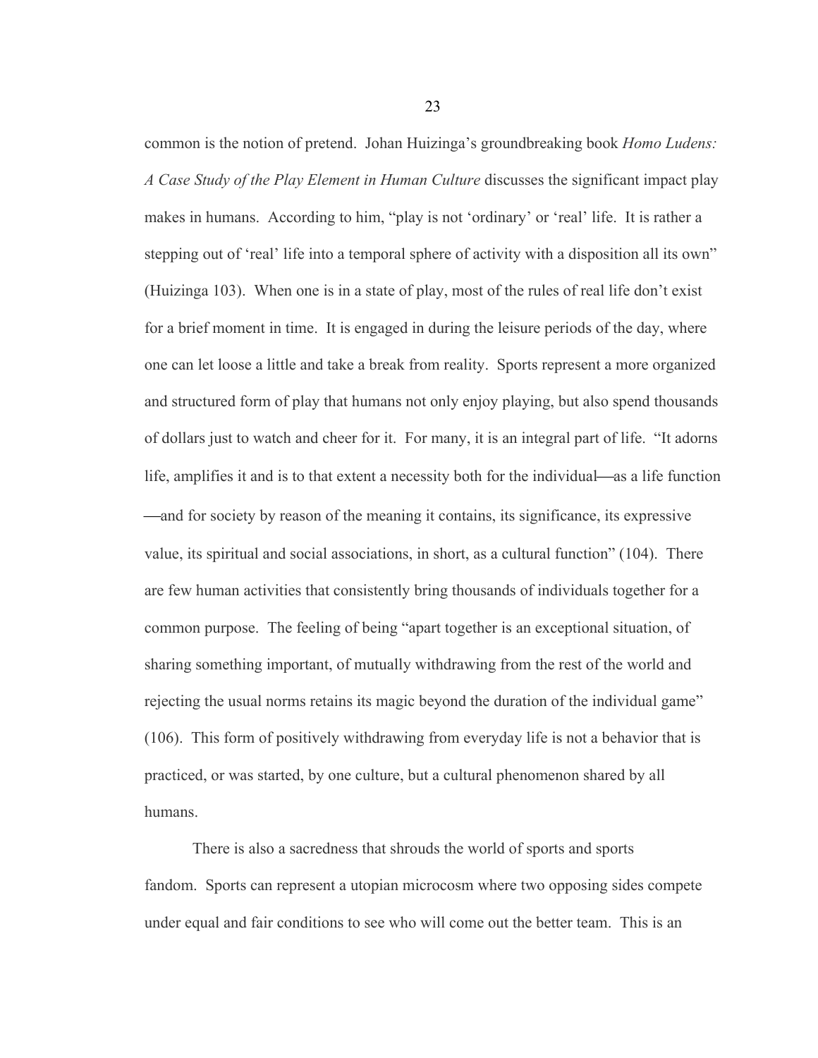common is the notion of pretend. Johan Huizinga's groundbreaking book *Homo Ludens: A Case Study of the Play Element in Human Culture* discusses the significant impact play makes in humans. According to him, "play is not 'ordinary' or 'real' life. It is rather a stepping out of 'real' life into a temporal sphere of activity with a disposition all its own" (Huizinga 103). When one is in a state of play, most of the rules of real life don't exist for a brief moment in time. It is engaged in during the leisure periods of the day, where one can let loose a little and take a break from reality. Sports represent a more organized and structured form of play that humans not only enjoy playing, but also spend thousands of dollars just to watch and cheer for it. For many, it is an integral part of life. "It adorns life, amplifies it and is to that extent a necessity both for the individual—as a life function —and for society by reason of the meaning it contains, its significance, its expressive value, its spiritual and social associations, in short, as a cultural function" (104). There are few human activities that consistently bring thousands of individuals together for a common purpose. The feeling of being "apart together is an exceptional situation, of sharing something important, of mutually withdrawing from the rest of the world and rejecting the usual norms retains its magic beyond the duration of the individual game" (106). This form of positively withdrawing from everyday life is not a behavior that is practiced, or was started, by one culture, but a cultural phenomenon shared by all humans.

There is also a sacredness that shrouds the world of sports and sports fandom. Sports can represent a utopian microcosm where two opposing sides compete under equal and fair conditions to see who will come out the better team. This is an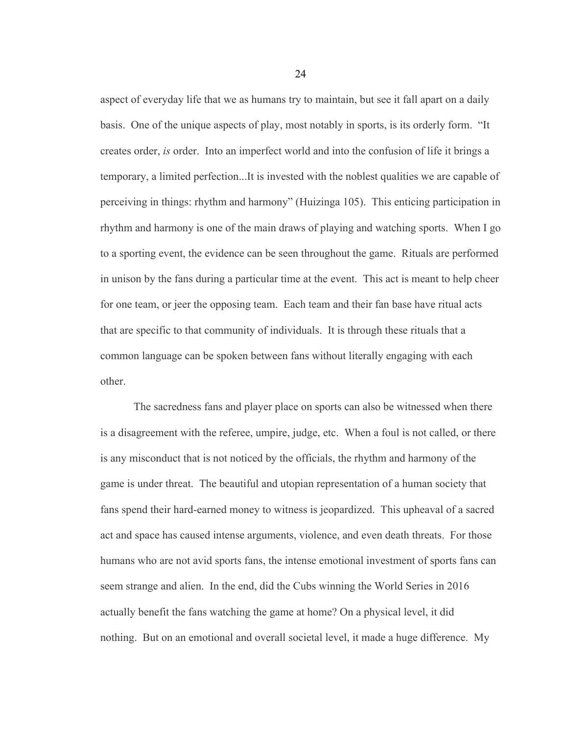aspect of everyday life that we as humans try to maintain, but see it fall apart on a daily basis. One of the unique aspects of play, most notably in sports, is its orderly form. "It creates order, *is* order. Into an imperfect world and into the confusion of life it brings a temporary, a limited perfection...It is invested with the noblest qualities we are capable of perceiving in things: rhythm and harmony" (Huizinga 105). This enticing participation in rhythm and harmony is one of the main draws of playing and watching sports. When I go to a sporting event, the evidence can be seen throughout the game. Rituals are performed in unison by the fans during a particular time at the event. This act is meant to help cheer for one team, or jeer the opposing team. Each team and their fan base have ritual acts that are specific to that community of individuals. It is through these rituals that a common language can be spoken between fans without literally engaging with each other.

The sacredness fans and player place on sports can also be witnessed when there is a disagreement with the referee, umpire, judge, etc. When a foul is not called, or there is any misconduct that is not noticed by the officials, the rhythm and harmony of the game is under threat. The beautiful and utopian representation of a human society that fans spend their hard-earned money to witness is jeopardized. This upheaval of a sacred act and space has caused intense arguments, violence, and even death threats. For those humans who are not avid sports fans, the intense emotional investment of sports fans can seem strange and alien. In the end, did the Cubs winning the World Series in 2016 actually benefit the fans watching the game at home? On a physical level, it did nothing. But on an emotional and overall societal level, it made a huge difference. My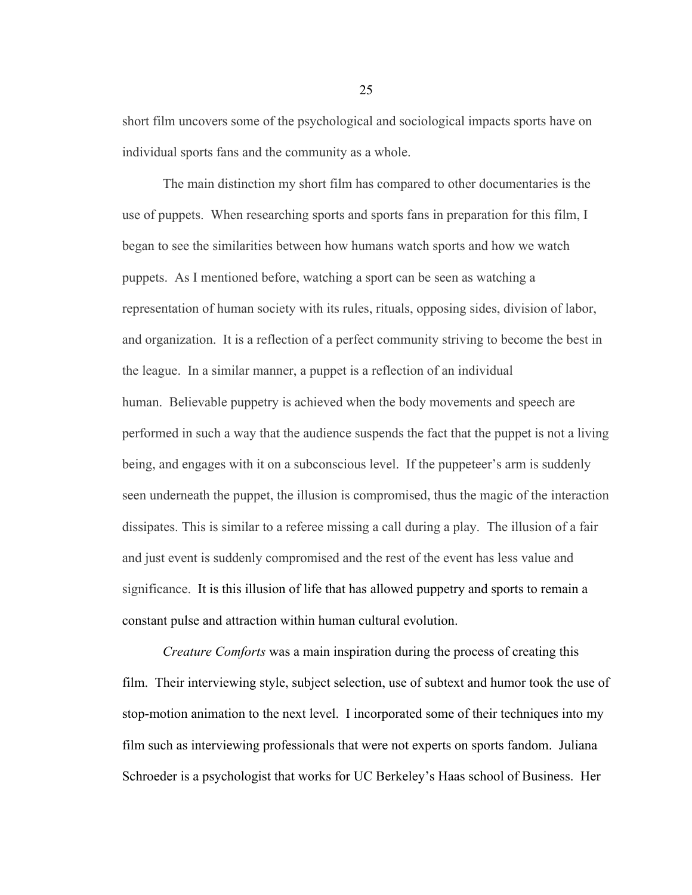short film uncovers some of the psychological and sociological impacts sports have on individual sports fans and the community as a whole.

The main distinction my short film has compared to other documentaries is the use of puppets. When researching sports and sports fans in preparation for this film, I began to see the similarities between how humans watch sports and how we watch puppets. As I mentioned before, watching a sport can be seen as watching a representation of human society with its rules, rituals, opposing sides, division of labor, and organization. It is a reflection of a perfect community striving to become the best in the league. In a similar manner, a puppet is a reflection of an individual human. Believable puppetry is achieved when the body movements and speech are performed in such a way that the audience suspends the fact that the puppet is not a living being, and engages with it on a subconscious level. If the puppeteer's arm is suddenly seen underneath the puppet, the illusion is compromised, thus the magic of the interaction dissipates. This is similar to a referee missing a call during a play. The illusion of a fair and just event is suddenly compromised and the rest of the event has less value and significance. It is this illusion of life that has allowed puppetry and sports to remain a constant pulse and attraction within human cultural evolution.

*Creature Comforts* was a main inspiration during the process of creating this film. Their interviewing style, subject selection, use of subtext and humor took the use of stop-motion animation to the next level. I incorporated some of their techniques into my film such as interviewing professionals that were not experts on sports fandom. Juliana Schroeder is a psychologist that works for UC Berkeley's Haas school of Business. Her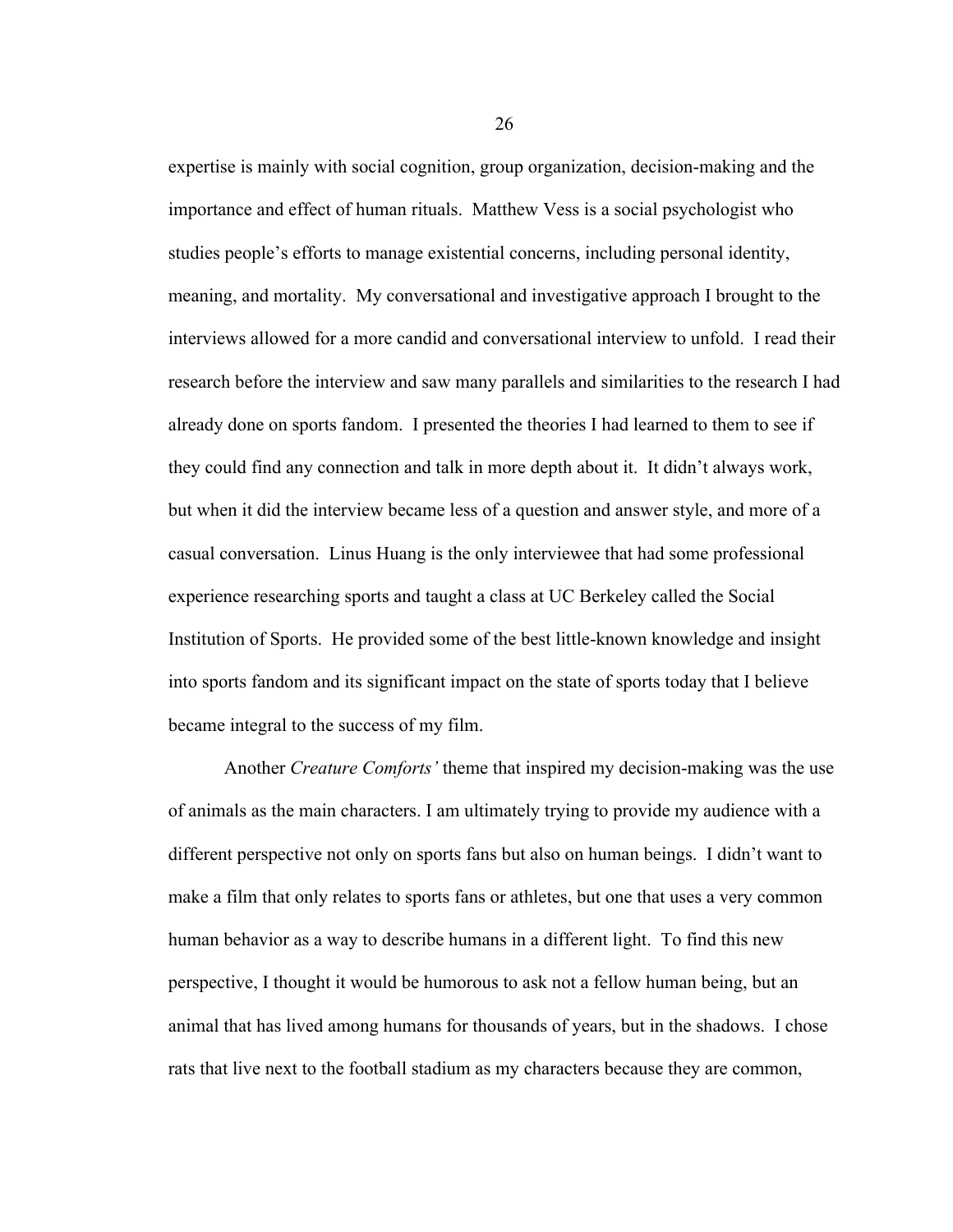expertise is mainly with social cognition, group organization, decision-making and the importance and effect of human rituals. Matthew Vess is a social psychologist who studies people's efforts to manage existential concerns, including personal identity, meaning, and mortality. My conversational and investigative approach I brought to the interviews allowed for a more candid and conversational interview to unfold. I read their research before the interview and saw many parallels and similarities to the research I had already done on sports fandom. I presented the theories I had learned to them to see if they could find any connection and talk in more depth about it. It didn't always work, but when it did the interview became less of a question and answer style, and more of a casual conversation. Linus Huang is the only interviewee that had some professional experience researching sports and taught a class at UC Berkeley called the Social Institution of Sports. He provided some of the best little-known knowledge and insight into sports fandom and its significant impact on the state of sports today that I believe became integral to the success of my film.

Another *Creature Comforts'* theme that inspired my decision-making was the use of animals as the main characters. I am ultimately trying to provide my audience with a different perspective not only on sports fans but also on human beings. I didn't want to make a film that only relates to sports fans or athletes, but one that uses a very common human behavior as a way to describe humans in a different light. To find this new perspective, I thought it would be humorous to ask not a fellow human being, but an animal that has lived among humans for thousands of years, but in the shadows. I chose rats that live next to the football stadium as my characters because they are common,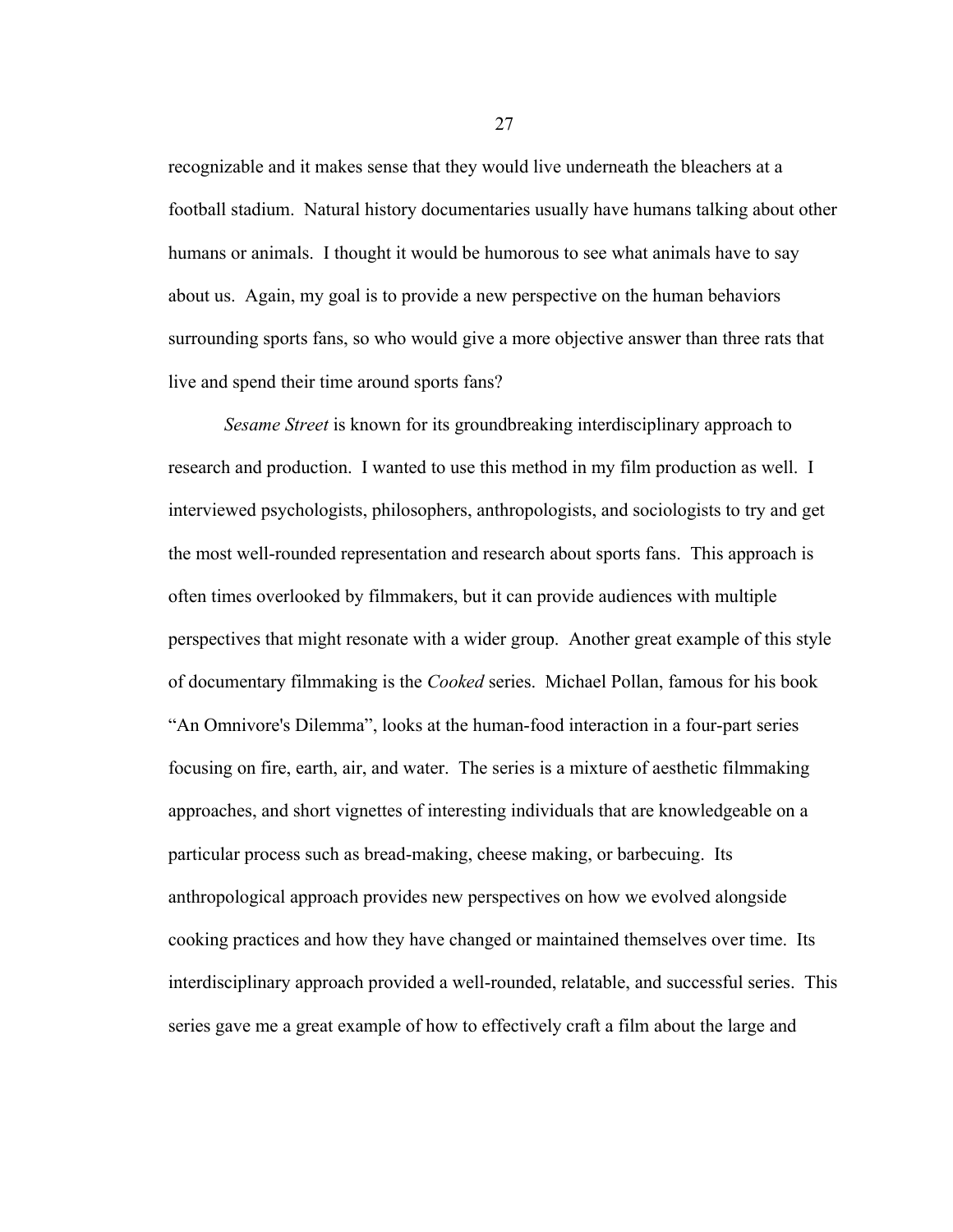recognizable and it makes sense that they would live underneath the bleachers at a football stadium. Natural history documentaries usually have humans talking about other humans or animals. I thought it would be humorous to see what animals have to say about us. Again, my goal is to provide a new perspective on the human behaviors surrounding sports fans, so who would give a more objective answer than three rats that live and spend their time around sports fans?

*Sesame Street* is known for its groundbreaking interdisciplinary approach to research and production. I wanted to use this method in my film production as well. I interviewed psychologists, philosophers, anthropologists, and sociologists to try and get the most well-rounded representation and research about sports fans. This approach is often times overlooked by filmmakers, but it can provide audiences with multiple perspectives that might resonate with a wider group. Another great example of this style of documentary filmmaking is the *Cooked* series. Michael Pollan, famous for his book "An Omnivore's Dilemma", looks at the human-food interaction in a four-part series focusing on fire, earth, air, and water. The series is a mixture of aesthetic filmmaking approaches, and short vignettes of interesting individuals that are knowledgeable on a particular process such as bread-making, cheese making, or barbecuing. Its anthropological approach provides new perspectives on how we evolved alongside cooking practices and how they have changed or maintained themselves over time. Its interdisciplinary approach provided a well-rounded, relatable, and successful series. This series gave me a great example of how to effectively craft a film about the large and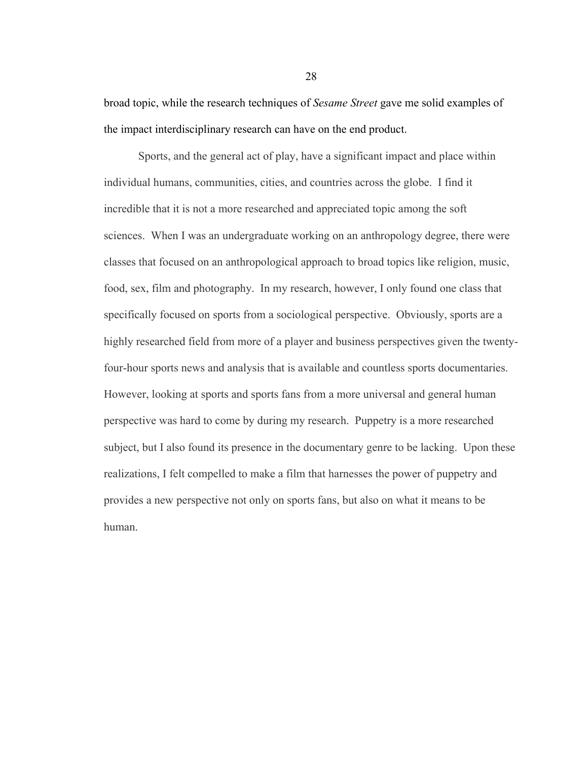broad topic, while the research techniques of *Sesame Street* gave me solid examples of the impact interdisciplinary research can have on the end product.

Sports, and the general act of play, have a significant impact and place within individual humans, communities, cities, and countries across the globe. I find it incredible that it is not a more researched and appreciated topic among the soft sciences. When I was an undergraduate working on an anthropology degree, there were classes that focused on an anthropological approach to broad topics like religion, music, food, sex, film and photography. In my research, however, I only found one class that specifically focused on sports from a sociological perspective. Obviously, sports are a highly researched field from more of a player and business perspectives given the twenty-four-hour sports news and analysis that is available and countless sports documentaries. However, looking at sports and sports fans from a more universal and general human perspective was hard to come by during my research. Puppetry is a more researched subject, but I also found its presence in the documentary genre to be lacking. Upon these realizations, I felt compelled to make a film that harnesses the power of puppetry and provides a new perspective not only on sports fans, but also on what it means to be human.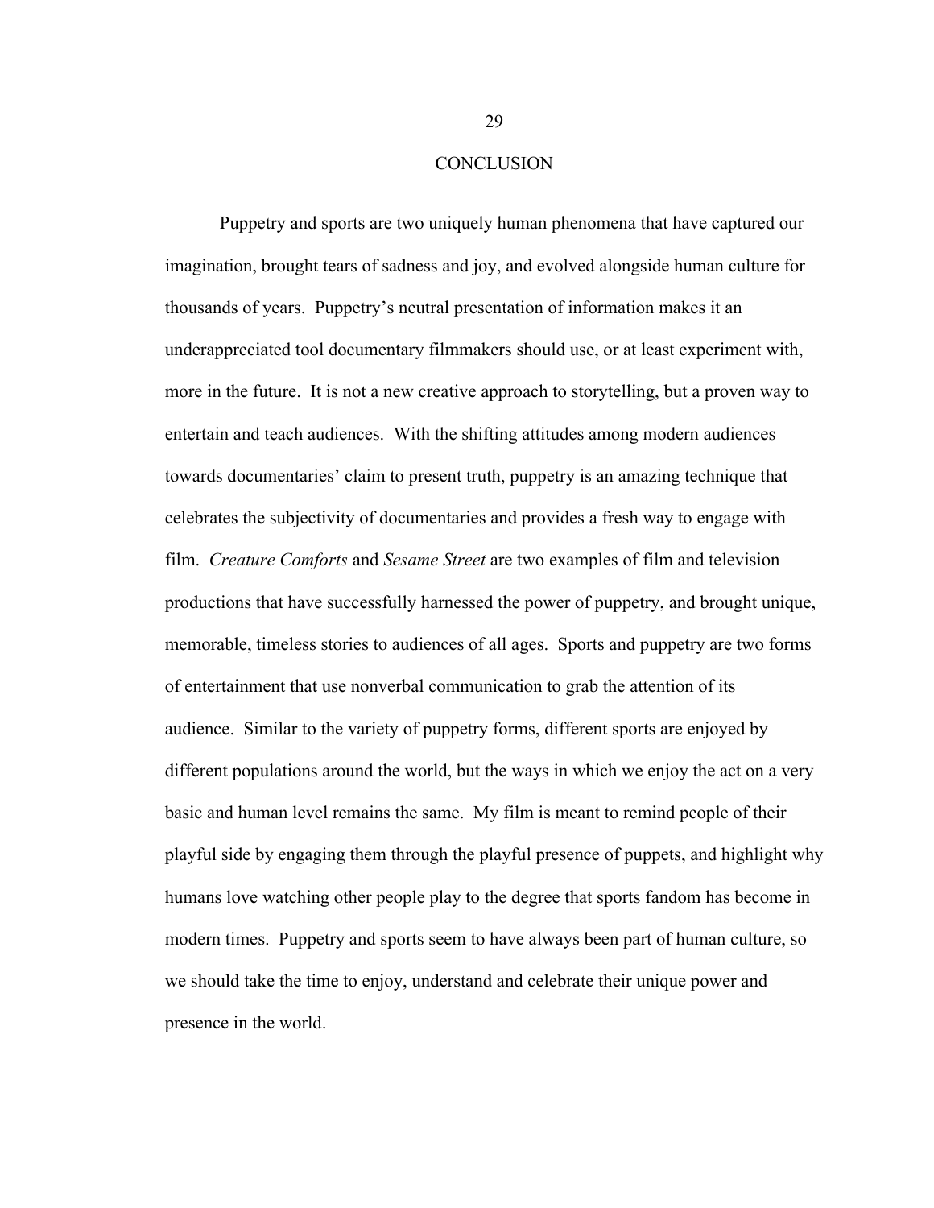# CONCLUSION

Puppetry and sports are two uniquely human phenomena that have captured our imagination, brought tears of sadness and joy, and evolved alongside human culture for thousands of years. Puppetry's neutral presentation of information makes it an underappreciated tool documentary filmmakers should use, or at least experiment with, more in the future. It is not a new creative approach to storytelling, but a proven way to entertain and teach audiences. With the shifting attitudes among modern audiences towards documentaries' claim to present truth, puppetry is an amazing technique that celebrates the subjectivity of documentaries and provides a fresh way to engage with film. *Creature Comforts* and *Sesame Street* are two examples of film and television productions that have successfully harnessed the power of puppetry, and brought unique, memorable, timeless stories to audiences of all ages. Sports and puppetry are two forms of entertainment that use nonverbal communication to grab the attention of its audience. Similar to the variety of puppetry forms, different sports are enjoyed by different populations around the world, but the ways in which we enjoy the act on a very basic and human level remains the same. My film is meant to remind people of their playful side by engaging them through the playful presence of puppets, and highlight why humans love watching other people play to the degree that sports fandom has become in modern times. Puppetry and sports seem to have always been part of human culture, so we should take the time to enjoy, understand and celebrate their unique power and presence in the world.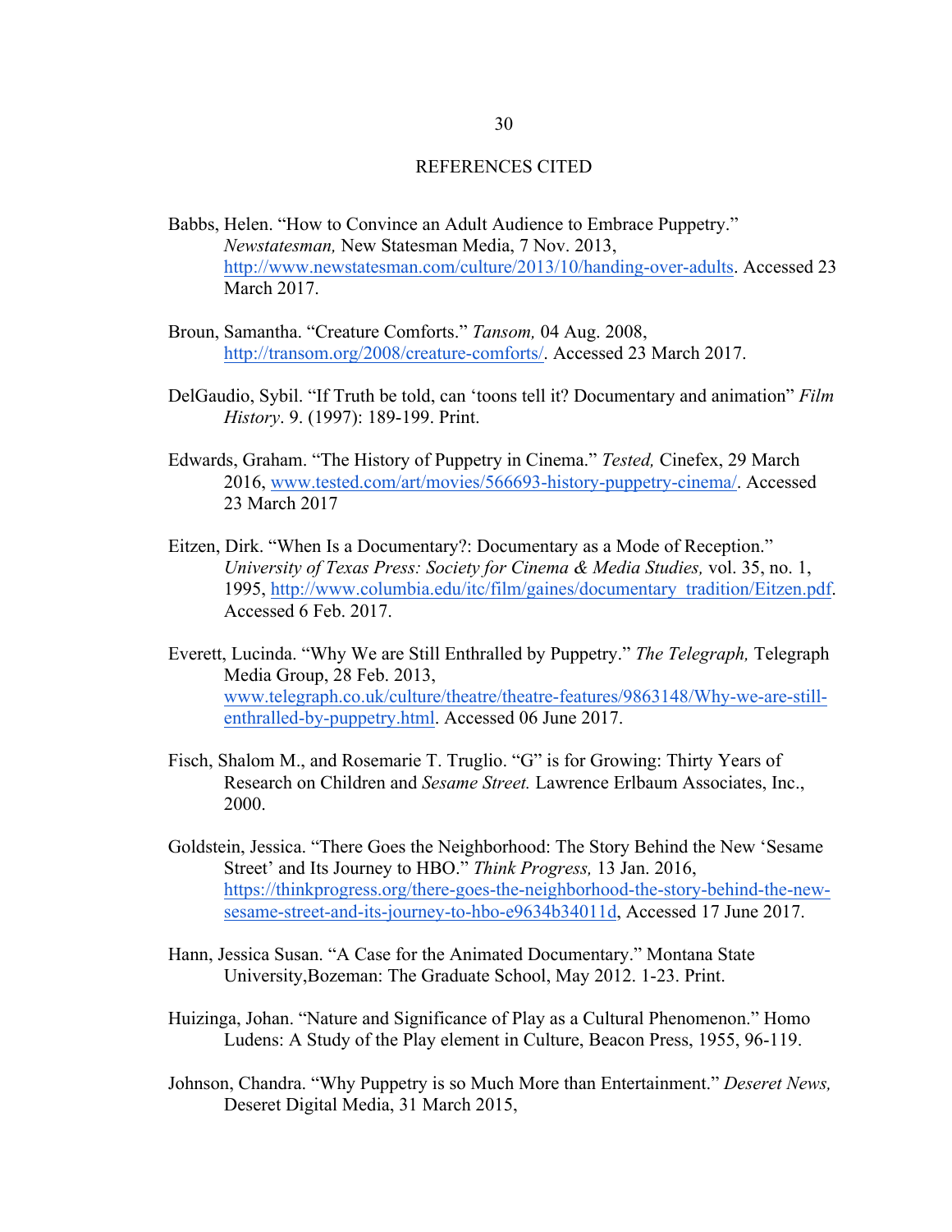# REFERENCES CITED

Babbs, Helen. "How to Convince an Adult Audience to Embrace Puppetry." *Newstatesman,* New Statesman Media, 7 Nov. 2013, http://www.newstatesman.com/culture/2013/10/handing-over-adults. Accessed 23 March 2017.

Broun, Samantha. "Creature Comforts." *Tansom,* 04 Aug. 2008, http://transom.org/2008/creature-comforts/. Accessed 23 March 2017.

DelGaudio, Sybil. "If Truth be told, can 'toons tell it? Documentary and animation" *Film History*. 9. (1997): 189-199. Print.

Edwards, Graham. "The History of Puppetry in Cinema." *Tested,* Cinefex, 29 March 2016, www.tested.com/art/movies/566693-history-puppetry-cinema/. Accessed 23 March 2017

Eitzen, Dirk. "When Is a Documentary?: Documentary as a Mode of Reception." *University of Texas Press: Society for Cinema & Media Studies,* vol. 35, no. 1, 1995, http://www.columbia.edu/itc/film/gaines/documentary_tradition/Eitzen.pdf. Accessed 6 Feb. 2017.

Everett, Lucinda. "Why We are Still Enthralled by Puppetry." *The Telegraph,* Telegraph Media Group, 28 Feb. 2013, www.telegraph.co.uk/culture/theatre/theatre-features/9863148/Why-we-are-still-enthralled-by-puppetry.html. Accessed 06 June 2017.

Fisch, Shalom M., and Rosemarie T. Truglio. "G" is for Growing: Thirty Years of Research on Children and *Sesame Street.* Lawrence Erlbaum Associates, Inc., 2000.

Goldstein, Jessica. "There Goes the Neighborhood: The Story Behind the New 'Sesame Street' and Its Journey to HBO." *Think Progress,* 13 Jan. 2016, https://thinkprogress.org/there-goes-the-neighborhood-the-story-behind-the-new-sesame-street-and-its-journey-to-hbo-e9634b34011d, Accessed 17 June 2017.

Hann, Jessica Susan. "A Case for the Animated Documentary." Montana State University,Bozeman: The Graduate School, May 2012. 1-23. Print.

Huizinga, Johan. "Nature and Significance of Play as a Cultural Phenomenon." Homo Ludens: A Study of the Play element in Culture, Beacon Press, 1955, 96-119.

Johnson, Chandra. "Why Puppetry is so Much More than Entertainment." *Deseret News,* Deseret Digital Media, 31 March 2015,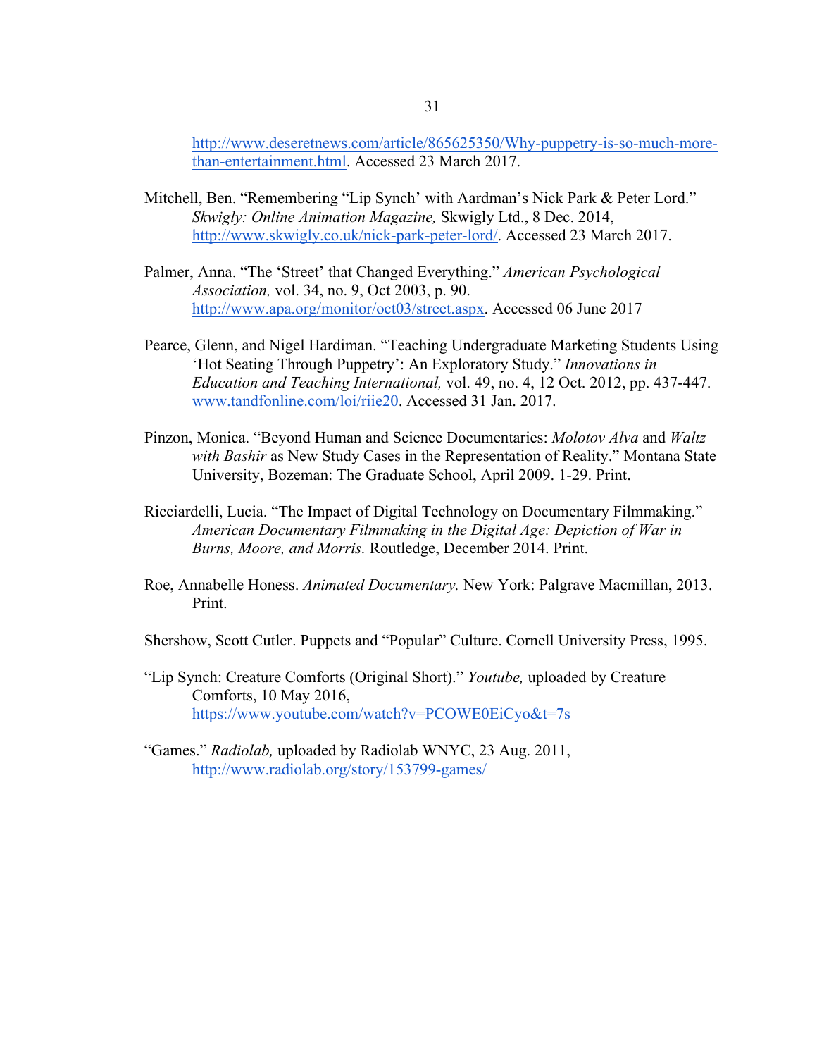http://www.deseretnews.com/article/865625350/Why-puppetry-is-so-much-more-than-entertainment.html. Accessed 23 March 2017.

Mitchell, Ben. "Remembering "Lip Synch' with Aardman's Nick Park & Peter Lord." *Skwigly: Online Animation Magazine,* Skwigly Ltd., 8 Dec. 2014, http://www.skwigly.co.uk/nick-park-peter-lord/. Accessed 23 March 2017.

Palmer, Anna. "The 'Street' that Changed Everything." *American Psychological Association,* vol. 34, no. 9, Oct 2003, p. 90. http://www.apa.org/monitor/oct03/street.aspx. Accessed 06 June 2017

Pearce, Glenn, and Nigel Hardiman. "Teaching Undergraduate Marketing Students Using 'Hot Seating Through Puppetry': An Exploratory Study." *Innovations in Education and Teaching International,* vol. 49, no. 4, 12 Oct. 2012, pp. 437-447. www.tandfonline.com/loi/riie20. Accessed 31 Jan. 2017.

Pinzon, Monica. "Beyond Human and Science Documentaries: *Molotov Alva* and *Waltz with Bashir* as New Study Cases in the Representation of Reality." Montana State University, Bozeman: The Graduate School, April 2009. 1-29. Print.

Ricciardelli, Lucia. "The Impact of Digital Technology on Documentary Filmmaking." *American Documentary Filmmaking in the Digital Age: Depiction of War in Burns, Moore, and Morris.* Routledge, December 2014. Print.

Roe, Annabelle Honess. *Animated Documentary.* New York: Palgrave Macmillan, 2013. Print.

Shershow, Scott Cutler. Puppets and "Popular" Culture. Cornell University Press, 1995.

"Lip Synch: Creature Comforts (Original Short)." *Youtube,* uploaded by Creature Comforts, 10 May 2016, https://www.youtube.com/watch?v=PCOWE0EiCyo&t=7s

"Games." *Radiolab,* uploaded by Radiolab WNYC, 23 Aug. 2011, http://www.radiolab.org/story/153799-games/